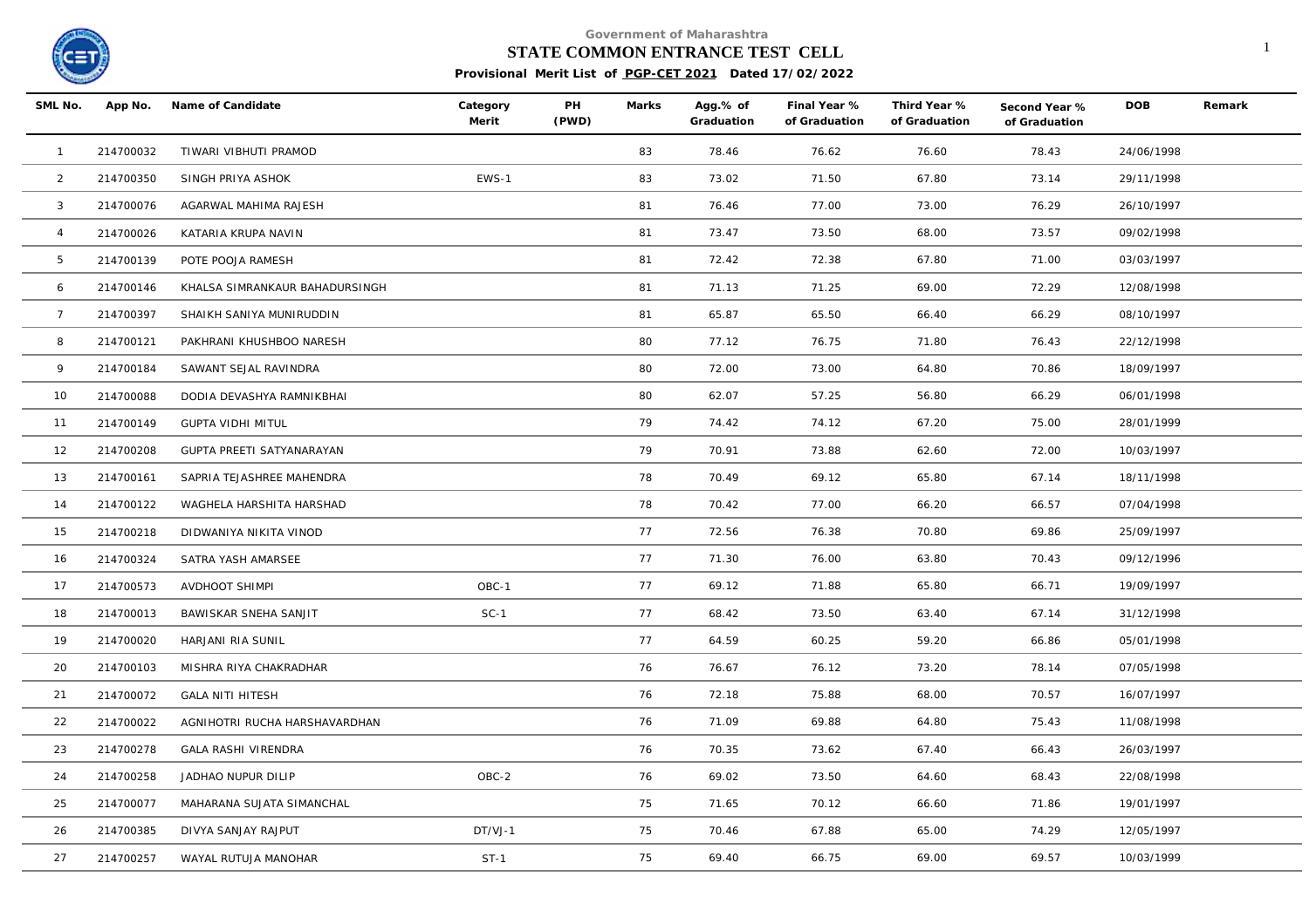Government of Maharashtra

**STATE COMMON ENTRANCE TEST CELL**

**Provisional Merit List of PGP-CET 2021 Dated 17/02/2022**

| SML No. | App No. | Name of Candidate | Category Merit | PH (PWD) | Marks | Agg.% of Graduation | Final Year % of Graduation | Third Year % of Graduation | Second Year % of Graduation | DOB | Remark |
|---|---|---|---|---|---|---|---|---|---|---|---|
| 1 | 214700032 | TIWARI VIBHUTI PRAMOD | | | 83 | 78.46 | 76.62 | 76.60 | 78.43 | 24/06/1998 | |
| 2 | 214700350 | SINGH PRIYA ASHOK | EWS-1 | | 83 | 73.02 | 71.50 | 67.80 | 73.14 | 29/11/1998 | |
| 3 | 214700076 | AGARWAL MAHIMA RAJESH | | | 81 | 76.46 | 77.00 | 73.00 | 76.29 | 26/10/1997 | |
| 4 | 214700026 | KATARIA KRUPA NAVIN | | | 81 | 73.47 | 73.50 | 68.00 | 73.57 | 09/02/1998 | |
| 5 | 214700139 | POTE POOJA RAMESH | | | 81 | 72.42 | 72.38 | 67.80 | 71.00 | 03/03/1997 | |
| 6 | 214700146 | KHALSA SIMRANKAUR BAHADURSINGH | | | 81 | 71.13 | 71.25 | 69.00 | 72.29 | 12/08/1998 | |
| 7 | 214700397 | SHAIKH SANIYA MUNIRUDDIN | | | 81 | 65.87 | 65.50 | 66.40 | 66.29 | 08/10/1997 | |
| 8 | 214700121 | PAKHRANI KHUSHBOO NARESH | | | 80 | 77.12 | 76.75 | 71.80 | 76.43 | 22/12/1998 | |
| 9 | 214700184 | SAWANT SEJAL RAVINDRA | | | 80 | 72.00 | 73.00 | 64.80 | 70.86 | 18/09/1997 | |
| 10 | 214700088 | DODIA DEVASHYA RAMNIKBHAI | | | 80 | 62.07 | 57.25 | 56.80 | 66.29 | 06/01/1998 | |
| 11 | 214700149 | GUPTA VIDHI MITUL | | | 79 | 74.42 | 74.12 | 67.20 | 75.00 | 28/01/1999 | |
| 12 | 214700208 | GUPTA PREETI SATYANARAYAN | | | 79 | 70.91 | 73.88 | 62.60 | 72.00 | 10/03/1997 | |
| 13 | 214700161 | SAPRIA TEJASHREE MAHENDRA | | | 78 | 70.49 | 69.12 | 65.80 | 67.14 | 18/11/1998 | |
| 14 | 214700122 | WAGHELA HARSHITA HARSHAD | | | 78 | 70.42 | 77.00 | 66.20 | 66.57 | 07/04/1998 | |
| 15 | 214700218 | DIDWANIYA NIKITA VINOD | | | 77 | 72.56 | 76.38 | 70.80 | 69.86 | 25/09/1997 | |
| 16 | 214700324 | SATRA YASH AMARSEE | | | 77 | 71.30 | 76.00 | 63.80 | 70.43 | 09/12/1996 | |
| 17 | 214700573 | AVDHOOT SHIMPI | OBC-1 | | 77 | 69.12 | 71.88 | 65.80 | 66.71 | 19/09/1997 | |
| 18 | 214700013 | BAWISKAR SNEHA SANJIT | SC-1 | | 77 | 68.42 | 73.50 | 63.40 | 67.14 | 31/12/1998 | |
| 19 | 214700020 | HARJANI RIA SUNIL | | | 77 | 64.59 | 60.25 | 59.20 | 66.86 | 05/01/1998 | |
| 20 | 214700103 | MISHRA RIYA CHAKRADHAR | | | 76 | 76.67 | 76.12 | 73.20 | 78.14 | 07/05/1998 | |
| 21 | 214700072 | GALA NITI HITESH | | | 76 | 72.18 | 75.88 | 68.00 | 70.57 | 16/07/1997 | |
| 22 | 214700022 | AGNIHOTRI RUCHA HARSHAVARDHAN | | | 76 | 71.09 | 69.88 | 64.80 | 75.43 | 11/08/1998 | |
| 23 | 214700278 | GALA RASHI VIRENDRA | | | 76 | 70.35 | 73.62 | 67.40 | 66.43 | 26/03/1997 | |
| 24 | 214700258 | JADHAO NUPUR DILIP | OBC-2 | | 76 | 69.02 | 73.50 | 64.60 | 68.43 | 22/08/1998 | |
| 25 | 214700077 | MAHARANA SUJATA SIMANCHAL | | | 75 | 71.65 | 70.12 | 66.60 | 71.86 | 19/01/1997 | |
| 26 | 214700385 | DIVYA SANJAY RAJPUT | DT/VJ-1 | | 75 | 70.46 | 67.88 | 65.00 | 74.29 | 12/05/1997 | |
| 27 | 214700257 | WAYAL RUTUJA MANOHAR | ST-1 | | 75 | 69.40 | 66.75 | 69.00 | 69.57 | 10/03/1999 | |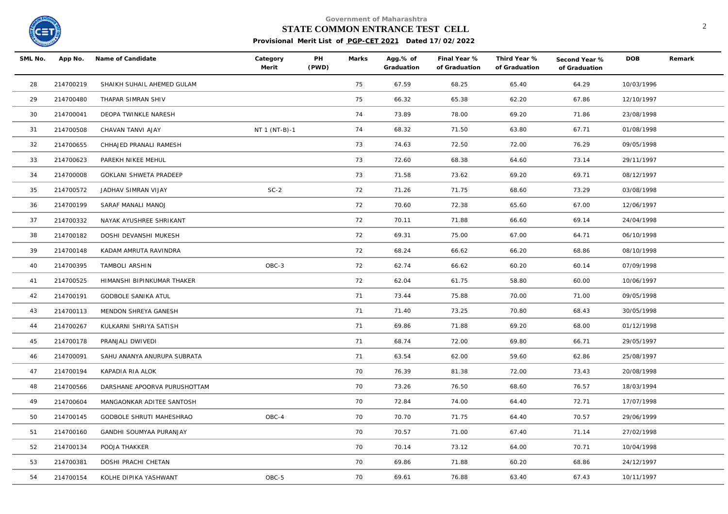Government of Maharashtra

**STATE COMMON ENTRANCE TEST CELL**

**Provisional Merit List of PGP-CET 2021 Dated 17/02/2022**

| SML No. | App No. | Name of Candidate | Category Merit | PH (PWD) | Marks | Agg.% of Graduation | Final Year % of Graduation | Third Year % of Graduation | Second Year % of Graduation | DOB | Remark |
|---|---|---|---|---|---|---|---|---|---|---|---|
| 28 | 214700219 | SHAIKH SUHAIL AHEMED GULAM | | | 75 | 67.59 | 68.25 | 65.40 | 64.29 | 10/03/1996 | |
| 29 | 214700480 | THAPAR SIMRAN SHIV | | | 75 | 66.32 | 65.38 | 62.20 | 67.86 | 12/10/1997 | |
| 30 | 214700041 | DEOPA TWINKLE NARESH | | | 74 | 73.89 | 78.00 | 69.20 | 71.86 | 23/08/1998 | |
| 31 | 214700508 | CHAVAN TANVI AJAY | NT 1 (NT-B)-1 | | 74 | 68.32 | 71.50 | 63.80 | 67.71 | 01/08/1998 | |
| 32 | 214700655 | CHHAJED PRANALI RAMESH | | | 73 | 74.63 | 72.50 | 72.00 | 76.29 | 09/05/1998 | |
| 33 | 214700623 | PAREKH NIKEE MEHUL | | | 73 | 72.60 | 68.38 | 64.60 | 73.14 | 29/11/1997 | |
| 34 | 214700008 | GOKLANI SHWETA PRADEEP | | | 73 | 71.58 | 73.62 | 69.20 | 69.71 | 08/12/1997 | |
| 35 | 214700572 | JADHAV SIMRAN VIJAY | SC-2 | | 72 | 71.26 | 71.75 | 68.60 | 73.29 | 03/08/1998 | |
| 36 | 214700199 | SARAF MANALI MANOJ | | | 72 | 70.60 | 72.38 | 65.60 | 67.00 | 12/06/1997 | |
| 37 | 214700332 | NAYAK AYUSHREE SHRIKANT | | | 72 | 70.11 | 71.88 | 66.60 | 69.14 | 24/04/1998 | |
| 38 | 214700182 | DOSHI DEVANSHI MUKESH | | | 72 | 69.31 | 75.00 | 67.00 | 64.71 | 06/10/1998 | |
| 39 | 214700148 | KADAM AMRUTA RAVINDRA | | | 72 | 68.24 | 66.62 | 66.20 | 68.86 | 08/10/1998 | |
| 40 | 214700395 | TAMBOLI ARSHIN | OBC-3 | | 72 | 62.74 | 66.62 | 60.20 | 60.14 | 07/09/1998 | |
| 41 | 214700525 | HIMANSHI BIPINKUMAR THAKER | | | 72 | 62.04 | 61.75 | 58.80 | 60.00 | 10/06/1997 | |
| 42 | 214700191 | GODBOLE SANIKA ATUL | | | 71 | 73.44 | 75.88 | 70.00 | 71.00 | 09/05/1998 | |
| 43 | 214700113 | MENDON SHREYA GANESH | | | 71 | 71.40 | 73.25 | 70.80 | 68.43 | 30/05/1998 | |
| 44 | 214700267 | KULKARNI SHRIYA SATISH | | | 71 | 69.86 | 71.88 | 69.20 | 68.00 | 01/12/1998 | |
| 45 | 214700178 | PRANJALI DWIVEDI | | | 71 | 68.74 | 72.00 | 69.80 | 66.71 | 29/05/1997 | |
| 46 | 214700091 | SAHU ANANYA ANURUPA SUBRATA | | | 71 | 63.54 | 62.00 | 59.60 | 62.86 | 25/08/1997 | |
| 47 | 214700194 | KAPADIA RIA ALOK | | | 70 | 76.39 | 81.38 | 72.00 | 73.43 | 20/08/1998 | |
| 48 | 214700566 | DARSHANE APOORVA PURUSHOTTAM | | | 70 | 73.26 | 76.50 | 68.60 | 76.57 | 18/03/1994 | |
| 49 | 214700604 | MANGAONKAR ADITEE SANTOSH | | | 70 | 72.84 | 74.00 | 64.40 | 72.71 | 17/07/1998 | |
| 50 | 214700145 | GODBOLE SHRUTI MAHESHRAO | OBC-4 | | 70 | 70.70 | 71.75 | 64.40 | 70.57 | 29/06/1999 | |
| 51 | 214700160 | GANDHI SOUMYAA PURANJAY | | | 70 | 70.57 | 71.00 | 67.40 | 71.14 | 27/02/1998 | |
| 52 | 214700134 | POOJA THAKKER | | | 70 | 70.14 | 73.12 | 64.00 | 70.71 | 10/04/1998 | |
| 53 | 214700381 | DOSHI PRACHI CHETAN | | | 70 | 69.86 | 71.88 | 60.20 | 68.86 | 24/12/1997 | |
| 54 | 214700154 | KOLHE DIPIKA YASHWANT | OBC-5 | | 70 | 69.61 | 76.88 | 63.40 | 67.43 | 10/11/1997 | |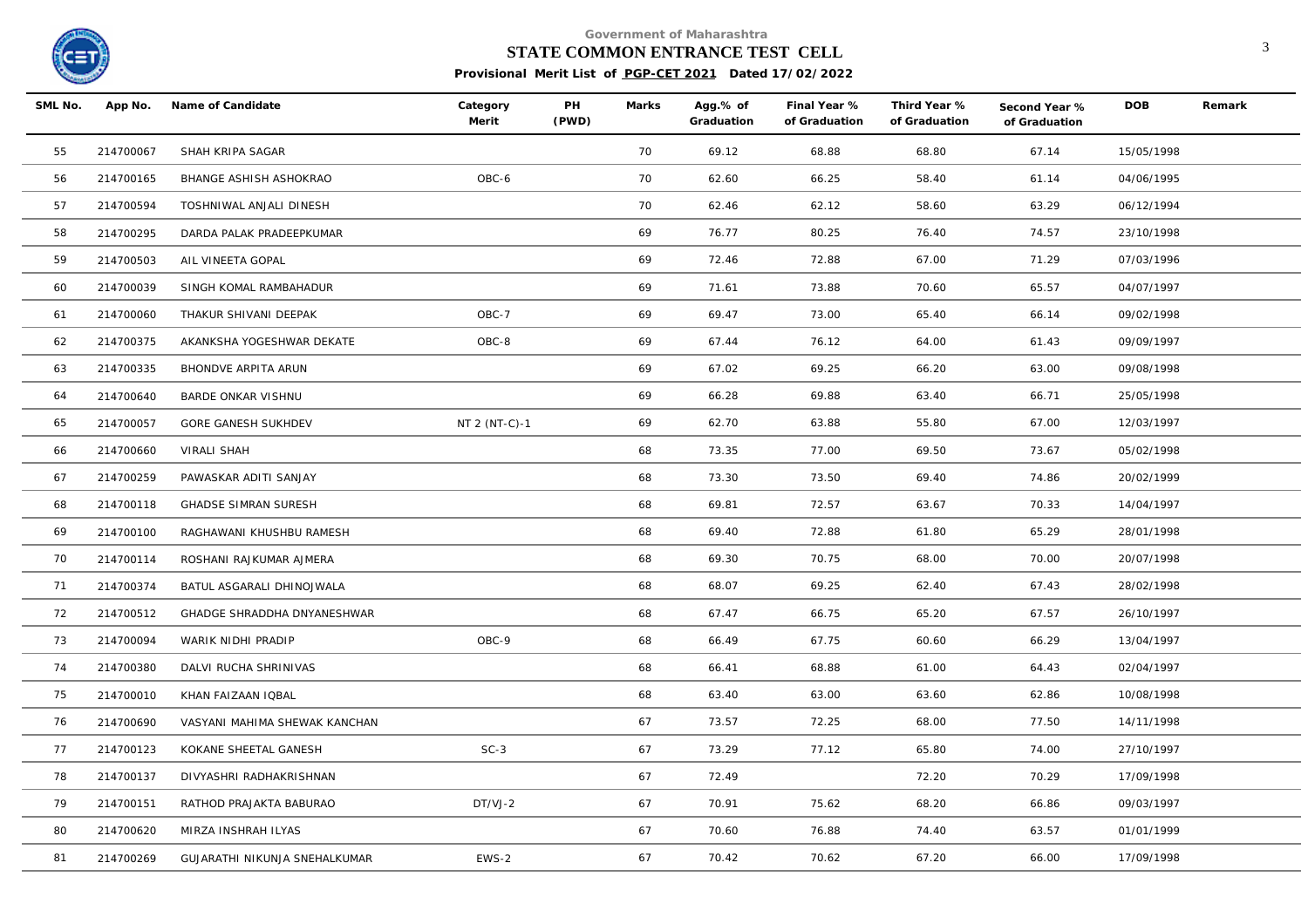Government of Maharashtra

# STATE COMMON ENTRANCE TEST CELL

**Provisional Merit List of PGP-CET 2021 Dated 17/02/2022**

| SML No. | App No. | Name of Candidate | Category Merit | PH (PWD) | Marks | Agg.% of Graduation | Final Year % of Graduation | Third Year % of Graduation | Second Year % of Graduation | DOB | Remark |
|---|---|---|---|---|---|---|---|---|---|---|---|
| 55 | 214700067 | SHAH KRIPA SAGAR | | | 70 | 69.12 | 68.88 | 68.80 | 67.14 | 15/05/1998 | |
| 56 | 214700165 | BHANGE ASHISH ASHOKRAO | OBC-6 | | 70 | 62.60 | 66.25 | 58.40 | 61.14 | 04/06/1995 | |
| 57 | 214700594 | TOSHNIWAL ANJALI DINESH | | | 70 | 62.46 | 62.12 | 58.60 | 63.29 | 06/12/1994 | |
| 58 | 214700295 | DARDA PALAK PRADEEPKUMAR | | | 69 | 76.77 | 80.25 | 76.40 | 74.57 | 23/10/1998 | |
| 59 | 214700503 | AIL VINEETA GOPAL | | | 69 | 72.46 | 72.88 | 67.00 | 71.29 | 07/03/1996 | |
| 60 | 214700039 | SINGH KOMAL RAMBAHADUR | | | 69 | 71.61 | 73.88 | 70.60 | 65.57 | 04/07/1997 | |
| 61 | 214700060 | THAKUR SHIVANI DEEPAK | OBC-7 | | 69 | 69.47 | 73.00 | 65.40 | 66.14 | 09/02/1998 | |
| 62 | 214700375 | AKANKSHA YOGESHWAR DEKATE | OBC-8 | | 69 | 67.44 | 76.12 | 64.00 | 61.43 | 09/09/1997 | |
| 63 | 214700335 | BHONDVE ARPITA ARUN | | | 69 | 67.02 | 69.25 | 66.20 | 63.00 | 09/08/1998 | |
| 64 | 214700640 | BARDE ONKAR VISHNU | | | 69 | 66.28 | 69.88 | 63.40 | 66.71 | 25/05/1998 | |
| 65 | 214700057 | GORE GANESH SUKHDEV | NT 2 (NT-C)-1 | | 69 | 62.70 | 63.88 | 55.80 | 67.00 | 12/03/1997 | |
| 66 | 214700660 | VIRALI SHAH | | | 68 | 73.35 | 77.00 | 69.50 | 73.67 | 05/02/1998 | |
| 67 | 214700259 | PAWASKAR ADITI SANJAY | | | 68 | 73.30 | 73.50 | 69.40 | 74.86 | 20/02/1999 | |
| 68 | 214700118 | GHADSE SIMRAN SURESH | | | 68 | 69.81 | 72.57 | 63.67 | 70.33 | 14/04/1997 | |
| 69 | 214700100 | RAGHAWANI KHUSHBU RAMESH | | | 68 | 69.40 | 72.88 | 61.80 | 65.29 | 28/01/1998 | |
| 70 | 214700114 | ROSHANI RAJKUMAR AJMERA | | | 68 | 69.30 | 70.75 | 68.00 | 70.00 | 20/07/1998 | |
| 71 | 214700374 | BATUL ASGARALI DHINOJWALA | | | 68 | 68.07 | 69.25 | 62.40 | 67.43 | 28/02/1998 | |
| 72 | 214700512 | GHADGE SHRADDHA DNYANESHWAR | | | 68 | 67.47 | 66.75 | 65.20 | 67.57 | 26/10/1997 | |
| 73 | 214700094 | WARIK NIDHI PRADIP | OBC-9 | | 68 | 66.49 | 67.75 | 60.60 | 66.29 | 13/04/1997 | |
| 74 | 214700380 | DALVI RUCHA SHRINIVAS | | | 68 | 66.41 | 68.88 | 61.00 | 64.43 | 02/04/1997 | |
| 75 | 214700010 | KHAN FAIZAAN IQBAL | | | 68 | 63.40 | 63.00 | 63.60 | 62.86 | 10/08/1998 | |
| 76 | 214700690 | VASYANI MAHIMA SHEWAK KANCHAN | | | 67 | 73.57 | 72.25 | 68.00 | 77.50 | 14/11/1998 | |
| 77 | 214700123 | KOKANE SHEETAL GANESH | SC-3 | | 67 | 73.29 | 77.12 | 65.80 | 74.00 | 27/10/1997 | |
| 78 | 214700137 | DIVYASHRI RADHAKRISHNAN | | | 67 | 72.49 | | 72.20 | 70.29 | 17/09/1998 | |
| 79 | 214700151 | RATHOD PRAJAKTA BABURAO | DT/VJ-2 | | 67 | 70.91 | 75.62 | 68.20 | 66.86 | 09/03/1997 | |
| 80 | 214700620 | MIRZA INSHRAH ILYAS | | | 67 | 70.60 | 76.88 | 74.40 | 63.57 | 01/01/1999 | |
| 81 | 214700269 | GUJARATHI NIKUNJA SNEHALKUMAR | EWS-2 | | 67 | 70.42 | 70.62 | 67.20 | 66.00 | 17/09/1998 | |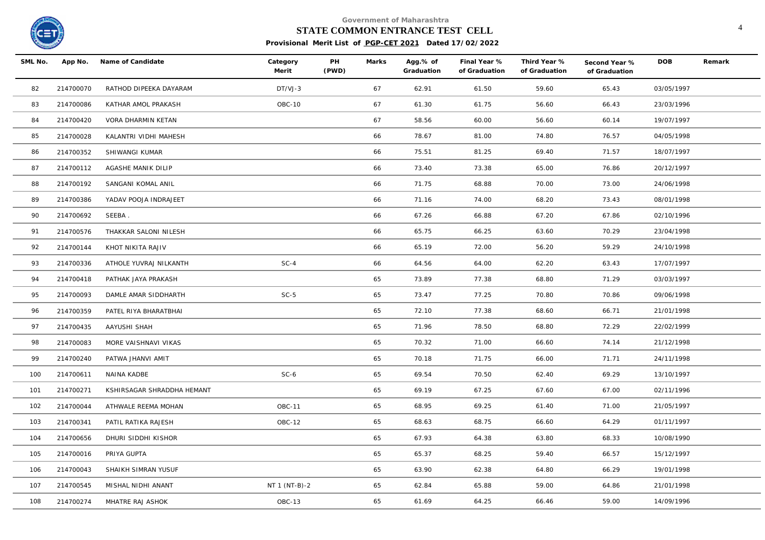Government of Maharashtra

**STATE COMMON ENTRANCE TEST CELL**

**Provisional Merit List of PGP-CET 2021 Dated 17/02/2022**

| SML No. | App No. | Name of Candidate | Category Merit | PH (PWD) | Marks | Agg.% of Graduation | Final Year % of Graduation | Third Year % of Graduation | Second Year % of Graduation | DOB | Remark |
|---|---|---|---|---|---|---|---|---|---|---|---|
| 82 | 214700070 | RATHOD DIPEEKA DAYARAM | DT/VJ-3 | | 67 | 62.91 | 61.50 | 59.60 | 65.43 | 03/05/1997 | |
| 83 | 214700086 | KATHAR AMOL PRAKASH | OBC-10 | | 67 | 61.30 | 61.75 | 56.60 | 66.43 | 23/03/1996 | |
| 84 | 214700420 | VORA DHARMIN KETAN | | | 67 | 58.56 | 60.00 | 56.60 | 60.14 | 19/07/1997 | |
| 85 | 214700028 | KALANTRI VIDHI MAHESH | | | 66 | 78.67 | 81.00 | 74.80 | 76.57 | 04/05/1998 | |
| 86 | 214700352 | SHIWANGI KUMAR | | | 66 | 75.51 | 81.25 | 69.40 | 71.57 | 18/07/1997 | |
| 87 | 214700112 | AGASHE MANIK DILIP | | | 66 | 73.40 | 73.38 | 65.00 | 76.86 | 20/12/1997 | |
| 88 | 214700192 | SANGANI KOMAL ANIL | | | 66 | 71.75 | 68.88 | 70.00 | 73.00 | 24/06/1998 | |
| 89 | 214700386 | YADAV POOJA INDRAJEET | | | 66 | 71.16 | 74.00 | 68.20 | 73.43 | 08/01/1998 | |
| 90 | 214700692 | SEEBA . | | | 66 | 67.26 | 66.88 | 67.20 | 67.86 | 02/10/1996 | |
| 91 | 214700576 | THAKKAR SALONI NILESH | | | 66 | 65.75 | 66.25 | 63.60 | 70.29 | 23/04/1998 | |
| 92 | 214700144 | KHOT NIKITA RAJIV | | | 66 | 65.19 | 72.00 | 56.20 | 59.29 | 24/10/1998 | |
| 93 | 214700336 | ATHOLE YUVRAJ NILKANTH | SC-4 | | 66 | 64.56 | 64.00 | 62.20 | 63.43 | 17/07/1997 | |
| 94 | 214700418 | PATHAK JAYA PRAKASH | | | 65 | 73.89 | 77.38 | 68.80 | 71.29 | 03/03/1997 | |
| 95 | 214700093 | DAMLE AMAR SIDDHARTH | SC-5 | | 65 | 73.47 | 77.25 | 70.80 | 70.86 | 09/06/1998 | |
| 96 | 214700359 | PATEL RIYA BHARATBHAI | | | 65 | 72.10 | 77.38 | 68.60 | 66.71 | 21/01/1998 | |
| 97 | 214700435 | AAYUSHI SHAH | | | 65 | 71.96 | 78.50 | 68.80 | 72.29 | 22/02/1999 | |
| 98 | 214700083 | MORE VAISHNAVI VIKAS | | | 65 | 70.32 | 71.00 | 66.60 | 74.14 | 21/12/1998 | |
| 99 | 214700240 | PATWA JHANVI AMIT | | | 65 | 70.18 | 71.75 | 66.00 | 71.71 | 24/11/1998 | |
| 100 | 214700611 | NAINA KADBE | SC-6 | | 65 | 69.54 | 70.50 | 62.40 | 69.29 | 13/10/1997 | |
| 101 | 214700271 | KSHIRSAGAR SHRADDHA HEMANT | | | 65 | 69.19 | 67.25 | 67.60 | 67.00 | 02/11/1996 | |
| 102 | 214700044 | ATHWALE REEMA MOHAN | OBC-11 | | 65 | 68.95 | 69.25 | 61.40 | 71.00 | 21/05/1997 | |
| 103 | 214700341 | PATIL RATIKA RAJESH | OBC-12 | | 65 | 68.63 | 68.75 | 66.60 | 64.29 | 01/11/1997 | |
| 104 | 214700656 | DHURI SIDDHI KISHOR | | | 65 | 67.93 | 64.38 | 63.80 | 68.33 | 10/08/1990 | |
| 105 | 214700016 | PRIYA GUPTA | | | 65 | 65.37 | 68.25 | 59.40 | 66.57 | 15/12/1997 | |
| 106 | 214700043 | SHAIKH SIMRAN YUSUF | | | 65 | 63.90 | 62.38 | 64.80 | 66.29 | 19/01/1998 | |
| 107 | 214700545 | MISHAL NIDHI ANANT | NT 1 (NT-B)-2 | | 65 | 62.84 | 65.88 | 59.00 | 64.86 | 21/01/1998 | |
| 108 | 214700274 | MHATRE RAJ ASHOK | OBC-13 | | 65 | 61.69 | 64.25 | 66.46 | 59.00 | 14/09/1996 | |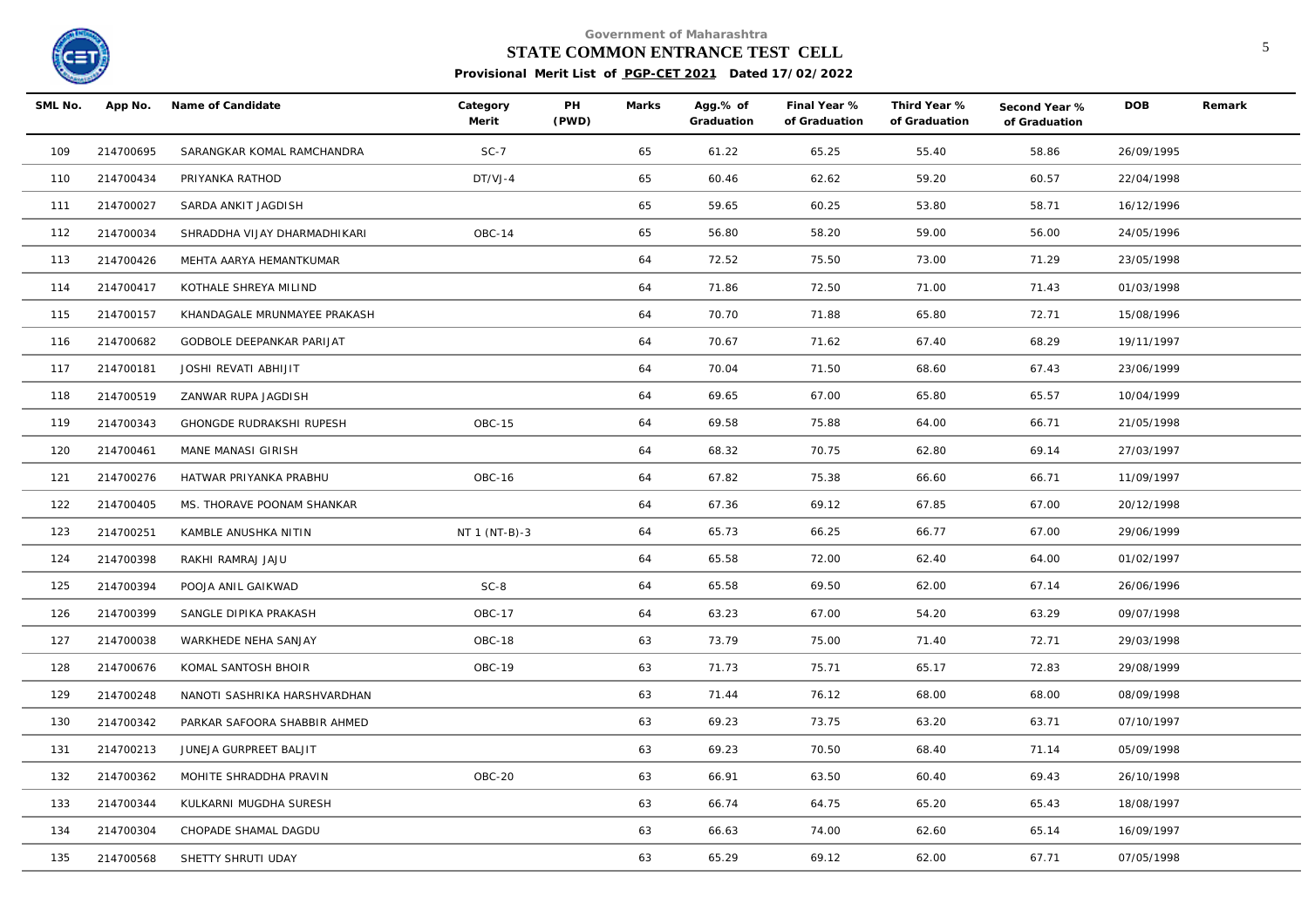Government of Maharashtra

**STATE COMMON ENTRANCE TEST CELL**

**Provisional Merit List of PGP-CET 2021 Dated 17/02/2022**

| SML No. | App No. | Name of Candidate | Category Merit | PH (PWD) | Marks | Agg.% of Graduation | Final Year % of Graduation | Third Year % of Graduation | Second Year % of Graduation | DOB | Remark |
|---|---|---|---|---|---|---|---|---|---|---|---|
| 109 | 214700695 | SARANGKAR KOMAL RAMCHANDRA | SC-7 | | 65 | 61.22 | 65.25 | 55.40 | 58.86 | 26/09/1995 | |
| 110 | 214700434 | PRIYANKA RATHOD | DT/VJ-4 | | 65 | 60.46 | 62.62 | 59.20 | 60.57 | 22/04/1998 | |
| 111 | 214700027 | SARDA ANKIT JAGDISH | | | 65 | 59.65 | 60.25 | 53.80 | 58.71 | 16/12/1996 | |
| 112 | 214700034 | SHRADDHA VIJAY DHARMADHIKARI | OBC-14 | | 65 | 56.80 | 58.20 | 59.00 | 56.00 | 24/05/1996 | |
| 113 | 214700426 | MEHTA AARYA HEMANTKUMAR | | | 64 | 72.52 | 75.50 | 73.00 | 71.29 | 23/05/1998 | |
| 114 | 214700417 | KOTHALE SHREYA MILIND | | | 64 | 71.86 | 72.50 | 71.00 | 71.43 | 01/03/1998 | |
| 115 | 214700157 | KHANDAGALE MRUNMAYEE PRAKASH | | | 64 | 70.70 | 71.88 | 65.80 | 72.71 | 15/08/1996 | |
| 116 | 214700682 | GODBOLE DEEPANKAR PARIJAT | | | 64 | 70.67 | 71.62 | 67.40 | 68.29 | 19/11/1997 | |
| 117 | 214700181 | JOSHI REVATI ABHIJIT | | | 64 | 70.04 | 71.50 | 68.60 | 67.43 | 23/06/1999 | |
| 118 | 214700519 | ZANWAR RUPA JAGDISH | | | 64 | 69.65 | 67.00 | 65.80 | 65.57 | 10/04/1999 | |
| 119 | 214700343 | GHONGDE RUDRAKSHI RUPESH | OBC-15 | | 64 | 69.58 | 75.88 | 64.00 | 66.71 | 21/05/1998 | |
| 120 | 214700461 | MANE MANASI GIRISH | | | 64 | 68.32 | 70.75 | 62.80 | 69.14 | 27/03/1997 | |
| 121 | 214700276 | HATWAR PRIYANKA PRABHU | OBC-16 | | 64 | 67.82 | 75.38 | 66.60 | 66.71 | 11/09/1997 | |
| 122 | 214700405 | MS. THORAVE POONAM SHANKAR | | | 64 | 67.36 | 69.12 | 67.85 | 67.00 | 20/12/1998 | |
| 123 | 214700251 | KAMBLE ANUSHKA NITIN | NT 1 (NT-B)-3 | | 64 | 65.73 | 66.25 | 66.77 | 67.00 | 29/06/1999 | |
| 124 | 214700398 | RAKHI RAMRAJ JAJU | | | 64 | 65.58 | 72.00 | 62.40 | 64.00 | 01/02/1997 | |
| 125 | 214700394 | POOJA ANIL GAIKWAD | SC-8 | | 64 | 65.58 | 69.50 | 62.00 | 67.14 | 26/06/1996 | |
| 126 | 214700399 | SANGLE DIPIKA PRAKASH | OBC-17 | | 64 | 63.23 | 67.00 | 54.20 | 63.29 | 09/07/1998 | |
| 127 | 214700038 | WARKHEDE NEHA SANJAY | OBC-18 | | 63 | 73.79 | 75.00 | 71.40 | 72.71 | 29/03/1998 | |
| 128 | 214700676 | KOMAL SANTOSH BHOIR | OBC-19 | | 63 | 71.73 | 75.71 | 65.17 | 72.83 | 29/08/1999 | |
| 129 | 214700248 | NANOTI SASHRIKA HARSHVARDHAN | | | 63 | 71.44 | 76.12 | 68.00 | 68.00 | 08/09/1998 | |
| 130 | 214700342 | PARKAR SAFOORA SHABBIR AHMED | | | 63 | 69.23 | 73.75 | 63.20 | 63.71 | 07/10/1997 | |
| 131 | 214700213 | JUNEJA GURPREET BALJIT | | | 63 | 69.23 | 70.50 | 68.40 | 71.14 | 05/09/1998 | |
| 132 | 214700362 | MOHITE SHRADDHA PRAVIN | OBC-20 | | 63 | 66.91 | 63.50 | 60.40 | 69.43 | 26/10/1998 | |
| 133 | 214700344 | KULKARNI MUGDHA SURESH | | | 63 | 66.74 | 64.75 | 65.20 | 65.43 | 18/08/1997 | |
| 134 | 214700304 | CHOPADE SHAMAL DAGDU | | | 63 | 66.63 | 74.00 | 62.60 | 65.14 | 16/09/1997 | |
| 135 | 214700568 | SHETTY SHRUTI UDAY | | | 63 | 65.29 | 69.12 | 62.00 | 67.71 | 07/05/1998 | |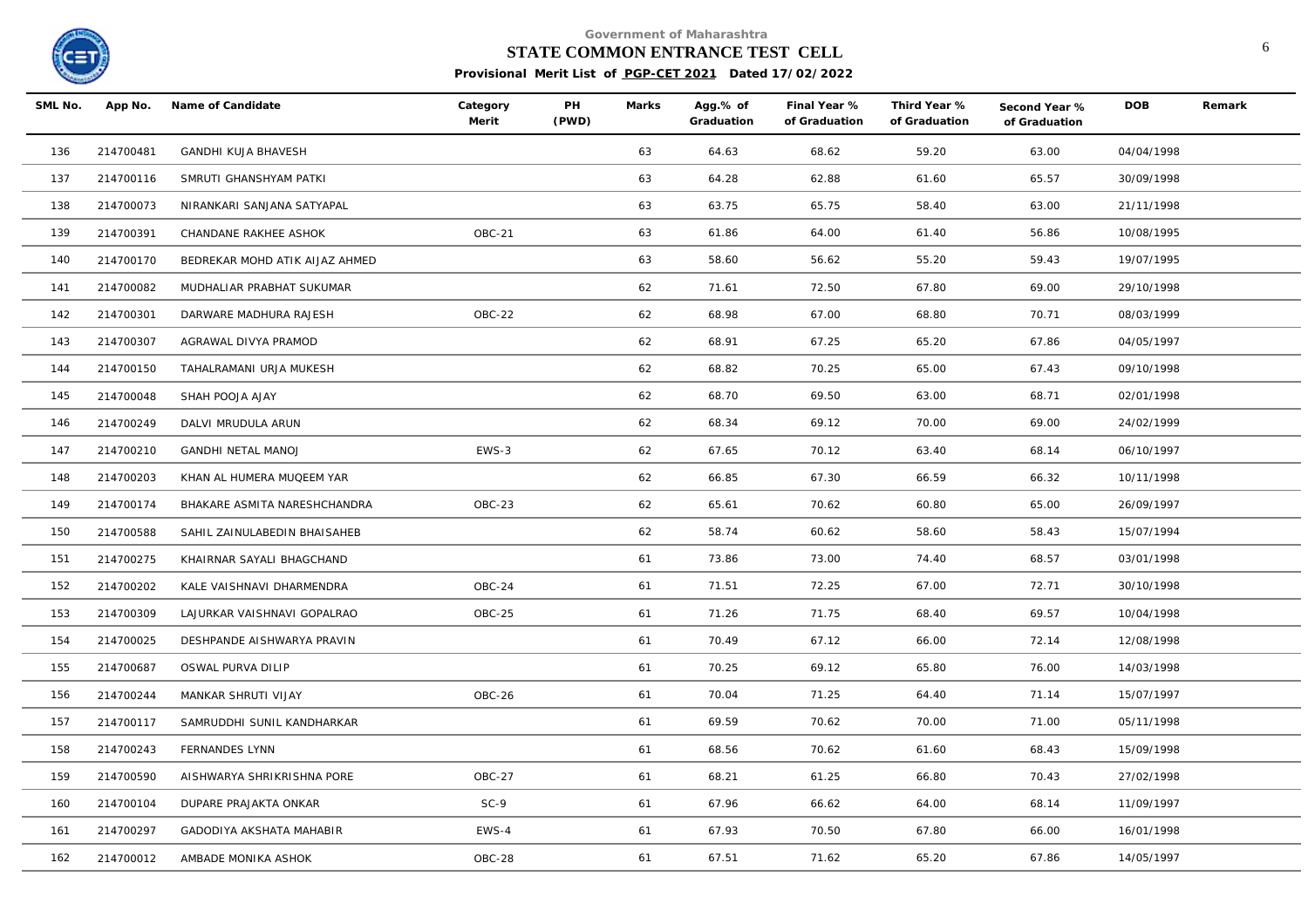Government of Maharashtra

**STATE COMMON ENTRANCE TEST CELL**

**Provisional Merit List of PGP-CET 2021 Dated 17/02/2022**

| SML No. | App No. | Name of Candidate | Category Merit | PH (PWD) | Marks | Agg.% of Graduation | Final Year % of Graduation | Third Year % of Graduation | Second Year % of Graduation | DOB | Remark |
|---|---|---|---|---|---|---|---|---|---|---|---|
| 136 | 214700481 | GANDHI KUJA BHAVESH | | | 63 | 64.63 | 68.62 | 59.20 | 63.00 | 04/04/1998 | |
| 137 | 214700116 | SMRUTI GHANSHYAM PATKI | | | 63 | 64.28 | 62.88 | 61.60 | 65.57 | 30/09/1998 | |
| 138 | 214700073 | NIRANKARI SANJANA SATYAPAL | | | 63 | 63.75 | 65.75 | 58.40 | 63.00 | 21/11/1998 | |
| 139 | 214700391 | CHANDANE RAKHEE ASHOK | OBC-21 | | 63 | 61.86 | 64.00 | 61.40 | 56.86 | 10/08/1995 | |
| 140 | 214700170 | BEDREKAR MOHD ATIK AIJAZ AHMED | | | 63 | 58.60 | 56.62 | 55.20 | 59.43 | 19/07/1995 | |
| 141 | 214700082 | MUDHALIAR PRABHAT SUKUMAR | | | 62 | 71.61 | 72.50 | 67.80 | 69.00 | 29/10/1998 | |
| 142 | 214700301 | DARWARE MADHURA RAJESH | OBC-22 | | 62 | 68.98 | 67.00 | 68.80 | 70.71 | 08/03/1999 | |
| 143 | 214700307 | AGRAWAL DIVYA PRAMOD | | | 62 | 68.91 | 67.25 | 65.20 | 67.86 | 04/05/1997 | |
| 144 | 214700150 | TAHALRAMANI URJA MUKESH | | | 62 | 68.82 | 70.25 | 65.00 | 67.43 | 09/10/1998 | |
| 145 | 214700048 | SHAH POOJA AJAY | | | 62 | 68.70 | 69.50 | 63.00 | 68.71 | 02/01/1998 | |
| 146 | 214700249 | DALVI MRUDULA ARUN | | | 62 | 68.34 | 69.12 | 70.00 | 69.00 | 24/02/1999 | |
| 147 | 214700210 | GANDHI NETAL MANOJ | EWS-3 | | 62 | 67.65 | 70.12 | 63.40 | 68.14 | 06/10/1997 | |
| 148 | 214700203 | KHAN AL HUMERA MUQEEM YAR | | | 62 | 66.85 | 67.30 | 66.59 | 66.32 | 10/11/1998 | |
| 149 | 214700174 | BHAKARE ASMITA NARESHCHANDRA | OBC-23 | | 62 | 65.61 | 70.62 | 60.80 | 65.00 | 26/09/1997 | |
| 150 | 214700588 | SAHIL ZAINULABEDIN BHAISAHEB | | | 62 | 58.74 | 60.62 | 58.60 | 58.43 | 15/07/1994 | |
| 151 | 214700275 | KHAIRNAR SAYALI BHAGCHAND | | | 61 | 73.86 | 73.00 | 74.40 | 68.57 | 03/01/1998 | |
| 152 | 214700202 | KALE VAISHNAVI DHARMENDRA | OBC-24 | | 61 | 71.51 | 72.25 | 67.00 | 72.71 | 30/10/1998 | |
| 153 | 214700309 | LAJURKAR VAISHNAVI GOPALRAO | OBC-25 | | 61 | 71.26 | 71.75 | 68.40 | 69.57 | 10/04/1998 | |
| 154 | 214700025 | DESHPANDE AISHWARYA PRAVIN | | | 61 | 70.49 | 67.12 | 66.00 | 72.14 | 12/08/1998 | |
| 155 | 214700687 | OSWAL PURVA DILIP | | | 61 | 70.25 | 69.12 | 65.80 | 76.00 | 14/03/1998 | |
| 156 | 214700244 | MANKAR SHRUTI VIJAY | OBC-26 | | 61 | 70.04 | 71.25 | 64.40 | 71.14 | 15/07/1997 | |
| 157 | 214700117 | SAMRUDDHI SUNIL KANDHARKAR | | | 61 | 69.59 | 70.62 | 70.00 | 71.00 | 05/11/1998 | |
| 158 | 214700243 | FERNANDES LYNN | | | 61 | 68.56 | 70.62 | 61.60 | 68.43 | 15/09/1998 | |
| 159 | 214700590 | AISHWARYA SHRIKRISHNA PORE | OBC-27 | | 61 | 68.21 | 61.25 | 66.80 | 70.43 | 27/02/1998 | |
| 160 | 214700104 | DUPARE PRAJAKTA ONKAR | SC-9 | | 61 | 67.96 | 66.62 | 64.00 | 68.14 | 11/09/1997 | |
| 161 | 214700297 | GADODIYA AKSHATA MAHABIR | EWS-4 | | 61 | 67.93 | 70.50 | 67.80 | 66.00 | 16/01/1998 | |
| 162 | 214700012 | AMBADE MONIKA ASHOK | OBC-28 | | 61 | 67.51 | 71.62 | 65.20 | 67.86 | 14/05/1997 | |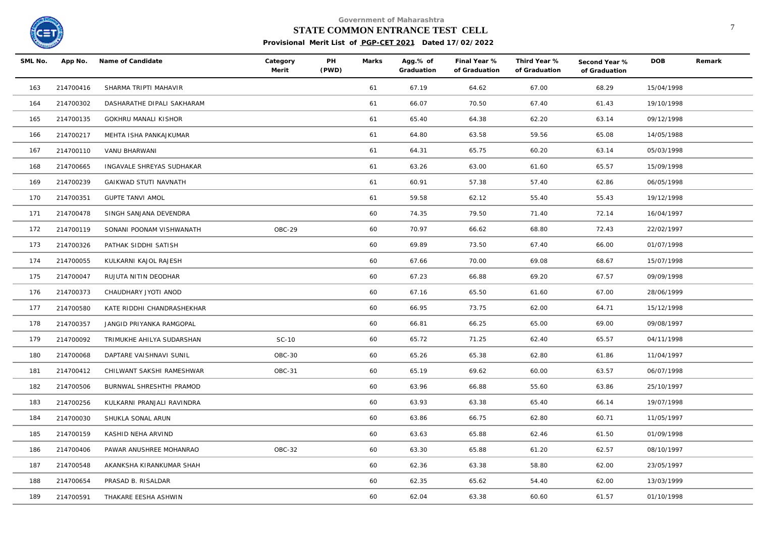Government of Maharashtra

**STATE COMMON ENTRANCE TEST CELL**

**Provisional Merit List of PGP-CET 2021 Dated 17/02/2022**

| SML No. | App No. | Name of Candidate | Category Merit | PH (PWD) | Marks | Agg.% of Graduation | Final Year % of Graduation | Third Year % of Graduation | Second Year % of Graduation | DOB | Remark |
|---|---|---|---|---|---|---|---|---|---|---|---|
| 163 | 214700416 | SHARMA TRIPTI MAHAVIR | | | 61 | 67.19 | 64.62 | 67.00 | 68.29 | 15/04/1998 | |
| 164 | 214700302 | DASHARATHE DIPALI SAKHARAM | | | 61 | 66.07 | 70.50 | 67.40 | 61.43 | 19/10/1998 | |
| 165 | 214700135 | GOKHRU MANALI KISHOR | | | 61 | 65.40 | 64.38 | 62.20 | 63.14 | 09/12/1998 | |
| 166 | 214700217 | MEHTA ISHA PANKAJKUMAR | | | 61 | 64.80 | 63.58 | 59.56 | 65.08 | 14/05/1988 | |
| 167 | 214700110 | VANU BHARWANI | | | 61 | 64.31 | 65.75 | 60.20 | 63.14 | 05/03/1998 | |
| 168 | 214700665 | INGAVALE SHREYAS SUDHAKAR | | | 61 | 63.26 | 63.00 | 61.60 | 65.57 | 15/09/1998 | |
| 169 | 214700239 | GAIKWAD STUTI NAVNATH | | | 61 | 60.91 | 57.38 | 57.40 | 62.86 | 06/05/1998 | |
| 170 | 214700351 | GUPTE TANVI AMOL | | | 61 | 59.58 | 62.12 | 55.40 | 55.43 | 19/12/1998 | |
| 171 | 214700478 | SINGH SANJANA DEVENDRA | | | 60 | 74.35 | 79.50 | 71.40 | 72.14 | 16/04/1997 | |
| 172 | 214700119 | SONANI POONAM VISHWANATH | OBC-29 | | 60 | 70.97 | 66.62 | 68.80 | 72.43 | 22/02/1997 | |
| 173 | 214700326 | PATHAK SIDDHI SATISH | | | 60 | 69.89 | 73.50 | 67.40 | 66.00 | 01/07/1998 | |
| 174 | 214700055 | KULKARNI KAJOL RAJESH | | | 60 | 67.66 | 70.00 | 69.08 | 68.67 | 15/07/1998 | |
| 175 | 214700047 | RUJUTA NITIN DEODHAR | | | 60 | 67.23 | 66.88 | 69.20 | 67.57 | 09/09/1998 | |
| 176 | 214700373 | CHAUDHARY JYOTI ANOD | | | 60 | 67.16 | 65.50 | 61.60 | 67.00 | 28/06/1999 | |
| 177 | 214700580 | KATE RIDDHI CHANDRASHEKHAR | | | 60 | 66.95 | 73.75 | 62.00 | 64.71 | 15/12/1998 | |
| 178 | 214700357 | JANGID PRIYANKA RAMGOPAL | | | 60 | 66.81 | 66.25 | 65.00 | 69.00 | 09/08/1997 | |
| 179 | 214700092 | TRIMUKHE AHILYA SUDARSHAN | SC-10 | | 60 | 65.72 | 71.25 | 62.40 | 65.57 | 04/11/1998 | |
| 180 | 214700068 | DAPTARE VAISHNAVI SUNIL | OBC-30 | | 60 | 65.26 | 65.38 | 62.80 | 61.86 | 11/04/1997 | |
| 181 | 214700412 | CHILWANT SAKSHI RAMESHWAR | OBC-31 | | 60 | 65.19 | 69.62 | 60.00 | 63.57 | 06/07/1998 | |
| 182 | 214700506 | BURNWAL SHRESHTHI PRAMOD | | | 60 | 63.96 | 66.88 | 55.60 | 63.86 | 25/10/1997 | |
| 183 | 214700256 | KULKARNI PRANJALI RAVINDRA | | | 60 | 63.93 | 63.38 | 65.40 | 66.14 | 19/07/1998 | |
| 184 | 214700030 | SHUKLA SONAL ARUN | | | 60 | 63.86 | 66.75 | 62.80 | 60.71 | 11/05/1997 | |
| 185 | 214700159 | KASHID NEHA ARVIND | | | 60 | 63.63 | 65.88 | 62.46 | 61.50 | 01/09/1998 | |
| 186 | 214700406 | PAWAR ANUSHREE MOHANRAO | OBC-32 | | 60 | 63.30 | 65.88 | 61.20 | 62.57 | 08/10/1997 | |
| 187 | 214700548 | AKANKSHA KIRANKUMAR SHAH | | | 60 | 62.36 | 63.38 | 58.80 | 62.00 | 23/05/1997 | |
| 188 | 214700654 | PRASAD B. RISALDAR | | | 60 | 62.35 | 65.62 | 54.40 | 62.00 | 13/03/1999 | |
| 189 | 214700591 | THAKARE EESHA ASHWIN | | | 60 | 62.04 | 63.38 | 60.60 | 61.57 | 01/10/1998 | |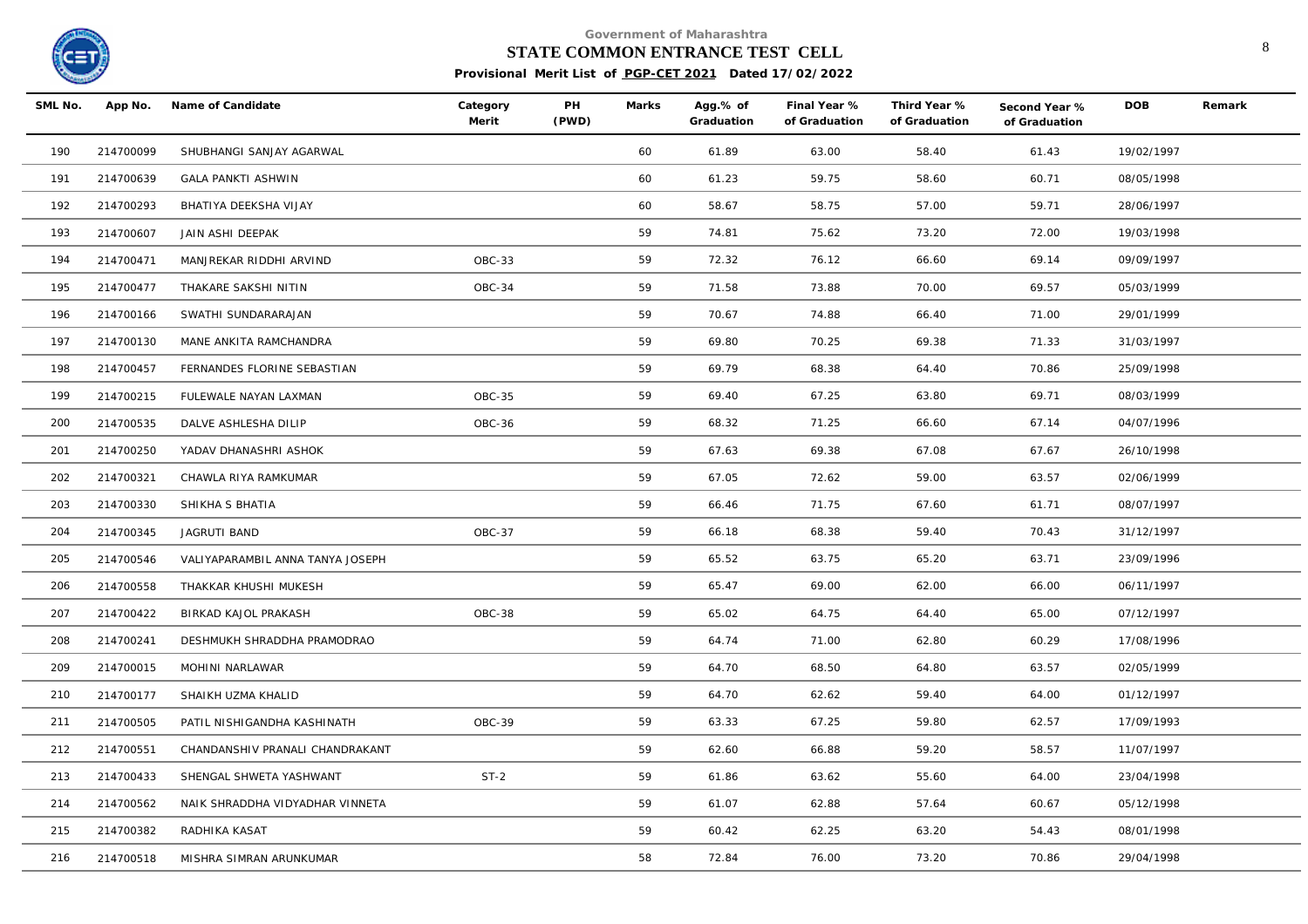Government of Maharashtra

**STATE COMMON ENTRANCE TEST CELL**

**Provisional Merit List of PGP-CET 2021 Dated 17/02/2022**

| SML No. | App No. | Name of Candidate | Category Merit | PH (PWD) | Marks | Agg.% of Graduation | Final Year % of Graduation | Third Year % of Graduation | Second Year % of Graduation | DOB | Remark |
|---|---|---|---|---|---|---|---|---|---|---|---|
| 190 | 214700099 | SHUBHANGI SANJAY AGARWAL | | | 60 | 61.89 | 63.00 | 58.40 | 61.43 | 19/02/1997 | |
| 191 | 214700639 | GALA PANKTI ASHWIN | | | 60 | 61.23 | 59.75 | 58.60 | 60.71 | 08/05/1998 | |
| 192 | 214700293 | BHATIYA DEEKSHA VIJAY | | | 60 | 58.67 | 58.75 | 57.00 | 59.71 | 28/06/1997 | |
| 193 | 214700607 | JAIN ASHI DEEPAK | | | 59 | 74.81 | 75.62 | 73.20 | 72.00 | 19/03/1998 | |
| 194 | 214700471 | MANJREKAR RIDDHI ARVIND | OBC-33 | | 59 | 72.32 | 76.12 | 66.60 | 69.14 | 09/09/1997 | |
| 195 | 214700477 | THAKARE SAKSHI NITIN | OBC-34 | | 59 | 71.58 | 73.88 | 70.00 | 69.57 | 05/03/1999 | |
| 196 | 214700166 | SWATHI SUNDARARAJAN | | | 59 | 70.67 | 74.88 | 66.40 | 71.00 | 29/01/1999 | |
| 197 | 214700130 | MANE ANKITA RAMCHANDRA | | | 59 | 69.80 | 70.25 | 69.38 | 71.33 | 31/03/1997 | |
| 198 | 214700457 | FERNANDES FLORINE SEBASTIAN | | | 59 | 69.79 | 68.38 | 64.40 | 70.86 | 25/09/1998 | |
| 199 | 214700215 | FULEWALE NAYAN LAXMAN | OBC-35 | | 59 | 69.40 | 67.25 | 63.80 | 69.71 | 08/03/1999 | |
| 200 | 214700535 | DALVE ASHLESHA DILIP | OBC-36 | | 59 | 68.32 | 71.25 | 66.60 | 67.14 | 04/07/1996 | |
| 201 | 214700250 | YADAV DHANASHRI ASHOK | | | 59 | 67.63 | 69.38 | 67.08 | 67.67 | 26/10/1998 | |
| 202 | 214700321 | CHAWLA RIYA RAMKUMAR | | | 59 | 67.05 | 72.62 | 59.00 | 63.57 | 02/06/1999 | |
| 203 | 214700330 | SHIKHA S BHATIA | | | 59 | 66.46 | 71.75 | 67.60 | 61.71 | 08/07/1997 | |
| 204 | 214700345 | JAGRUTI BAND | OBC-37 | | 59 | 66.18 | 68.38 | 59.40 | 70.43 | 31/12/1997 | |
| 205 | 214700546 | VALIYAPARAMBIL ANNA TANYA JOSEPH | | | 59 | 65.52 | 63.75 | 65.20 | 63.71 | 23/09/1996 | |
| 206 | 214700558 | THAKKAR KHUSHI MUKESH | | | 59 | 65.47 | 69.00 | 62.00 | 66.00 | 06/11/1997 | |
| 207 | 214700422 | BIRKAD KAJOL PRAKASH | OBC-38 | | 59 | 65.02 | 64.75 | 64.40 | 65.00 | 07/12/1997 | |
| 208 | 214700241 | DESHMUKH SHRADDHA PRAMODRAO | | | 59 | 64.74 | 71.00 | 62.80 | 60.29 | 17/08/1996 | |
| 209 | 214700015 | MOHINI NARLAWAR | | | 59 | 64.70 | 68.50 | 64.80 | 63.57 | 02/05/1999 | |
| 210 | 214700177 | SHAIKH UZMA KHALID | | | 59 | 64.70 | 62.62 | 59.40 | 64.00 | 01/12/1997 | |
| 211 | 214700505 | PATIL NISHIGANDHA KASHINATH | OBC-39 | | 59 | 63.33 | 67.25 | 59.80 | 62.57 | 17/09/1993 | |
| 212 | 214700551 | CHANDANSHIV PRANALI CHANDRAKANT | | | 59 | 62.60 | 66.88 | 59.20 | 58.57 | 11/07/1997 | |
| 213 | 214700433 | SHENGAL SHWETA YASHWANT | ST-2 | | 59 | 61.86 | 63.62 | 55.60 | 64.00 | 23/04/1998 | |
| 214 | 214700562 | NAIK SHRADDHA VIDYADHAR VINNETA | | | 59 | 61.07 | 62.88 | 57.64 | 60.67 | 05/12/1998 | |
| 215 | 214700382 | RADHIKA KASAT | | | 59 | 60.42 | 62.25 | 63.20 | 54.43 | 08/01/1998 | |
| 216 | 214700518 | MISHRA SIMRAN ARUNKUMAR | | | 58 | 72.84 | 76.00 | 73.20 | 70.86 | 29/04/1998 | |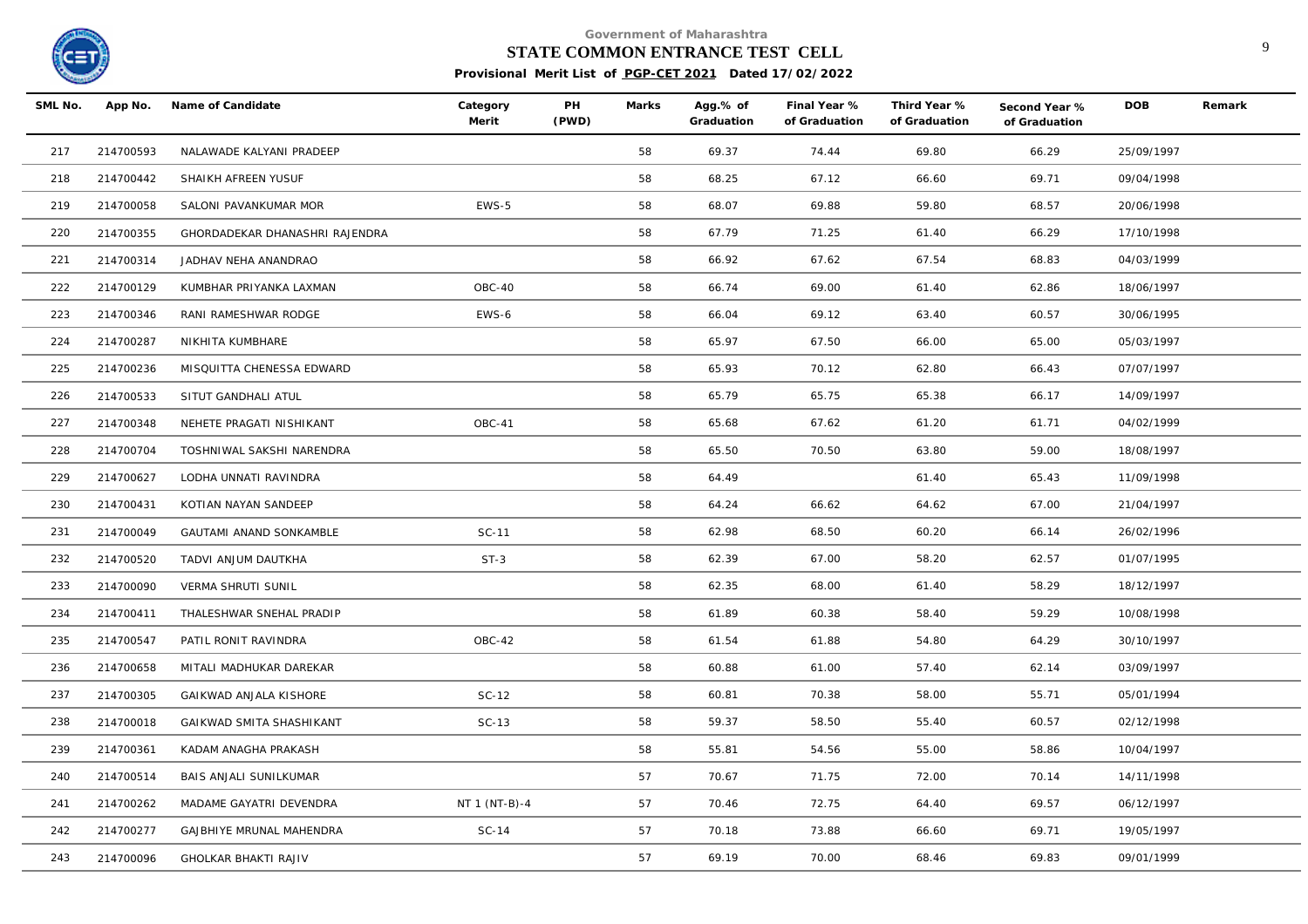Government of Maharashtra

**STATE COMMON ENTRANCE TEST CELL**

**Provisional Merit List of PGP-CET 2021 Dated 17/02/2022**

| SML No. | App No. | Name of Candidate | Category Merit | PH (PWD) | Marks | Agg.% of Graduation | Final Year % of Graduation | Third Year % of Graduation | Second Year % of Graduation | DOB | Remark |
|---|---|---|---|---|---|---|---|---|---|---|---|
| 217 | 214700593 | NALAWADE KALYANI PRADEEP | | | 58 | 69.37 | 74.44 | 69.80 | 66.29 | 25/09/1997 | |
| 218 | 214700442 | SHAIKH AFREEN YUSUF | | | 58 | 68.25 | 67.12 | 66.60 | 69.71 | 09/04/1998 | |
| 219 | 214700058 | SALONI PAVANKUMAR MOR | EWS-5 | | 58 | 68.07 | 69.88 | 59.80 | 68.57 | 20/06/1998 | |
| 220 | 214700355 | GHORDADEKAR DHANASHRI RAJENDRA | | | 58 | 67.79 | 71.25 | 61.40 | 66.29 | 17/10/1998 | |
| 221 | 214700314 | JADHAV NEHA ANANDRAO | | | 58 | 66.92 | 67.62 | 67.54 | 68.83 | 04/03/1999 | |
| 222 | 214700129 | KUMBHAR PRIYANKA LAXMAN | OBC-40 | | 58 | 66.74 | 69.00 | 61.40 | 62.86 | 18/06/1997 | |
| 223 | 214700346 | RANI RAMESHWAR RODGE | EWS-6 | | 58 | 66.04 | 69.12 | 63.40 | 60.57 | 30/06/1995 | |
| 224 | 214700287 | NIKHITA KUMBHARE | | | 58 | 65.97 | 67.50 | 66.00 | 65.00 | 05/03/1997 | |
| 225 | 214700236 | MISQUITTA CHENESSA EDWARD | | | 58 | 65.93 | 70.12 | 62.80 | 66.43 | 07/07/1997 | |
| 226 | 214700533 | SITUT GANDHALI ATUL | | | 58 | 65.79 | 65.75 | 65.38 | 66.17 | 14/09/1997 | |
| 227 | 214700348 | NEHETE PRAGATI NISHIKANT | OBC-41 | | 58 | 65.68 | 67.62 | 61.20 | 61.71 | 04/02/1999 | |
| 228 | 214700704 | TOSHNIWAL SAKSHI NARENDRA | | | 58 | 65.50 | 70.50 | 63.80 | 59.00 | 18/08/1997 | |
| 229 | 214700627 | LODHA UNNATI RAVINDRA | | | 58 | 64.49 | | 61.40 | 65.43 | 11/09/1998 | |
| 230 | 214700431 | KOTIAN NAYAN SANDEEP | | | 58 | 64.24 | 66.62 | 64.62 | 67.00 | 21/04/1997 | |
| 231 | 214700049 | GAUTAMI ANAND SONKAMBLE | SC-11 | | 58 | 62.98 | 68.50 | 60.20 | 66.14 | 26/02/1996 | |
| 232 | 214700520 | TADVI ANJUM DAUTKHA | ST-3 | | 58 | 62.39 | 67.00 | 58.20 | 62.57 | 01/07/1995 | |
| 233 | 214700090 | VERMA SHRUTI SUNIL | | | 58 | 62.35 | 68.00 | 61.40 | 58.29 | 18/12/1997 | |
| 234 | 214700411 | THALESHWAR SNEHAL PRADIP | | | 58 | 61.89 | 60.38 | 58.40 | 59.29 | 10/08/1998 | |
| 235 | 214700547 | PATIL RONIT RAVINDRA | OBC-42 | | 58 | 61.54 | 61.88 | 54.80 | 64.29 | 30/10/1997 | |
| 236 | 214700658 | MITALI MADHUKAR DAREKAR | | | 58 | 60.88 | 61.00 | 57.40 | 62.14 | 03/09/1997 | |
| 237 | 214700305 | GAIKWAD ANJALA KISHORE | SC-12 | | 58 | 60.81 | 70.38 | 58.00 | 55.71 | 05/01/1994 | |
| 238 | 214700018 | GAIKWAD SMITA SHASHIKANT | SC-13 | | 58 | 59.37 | 58.50 | 55.40 | 60.57 | 02/12/1998 | |
| 239 | 214700361 | KADAM ANAGHA PRAKASH | | | 58 | 55.81 | 54.56 | 55.00 | 58.86 | 10/04/1997 | |
| 240 | 214700514 | BAIS ANJALI SUNILKUMAR | | | 57 | 70.67 | 71.75 | 72.00 | 70.14 | 14/11/1998 | |
| 241 | 214700262 | MADAME GAYATRI DEVENDRA | NT 1 (NT-B)-4 | | 57 | 70.46 | 72.75 | 64.40 | 69.57 | 06/12/1997 | |
| 242 | 214700277 | GAJBHIYE MRUNAL MAHENDRA | SC-14 | | 57 | 70.18 | 73.88 | 66.60 | 69.71 | 19/05/1997 | |
| 243 | 214700096 | GHOLKAR BHAKTI RAJIV | | | 57 | 69.19 | 70.00 | 68.46 | 69.83 | 09/01/1999 | |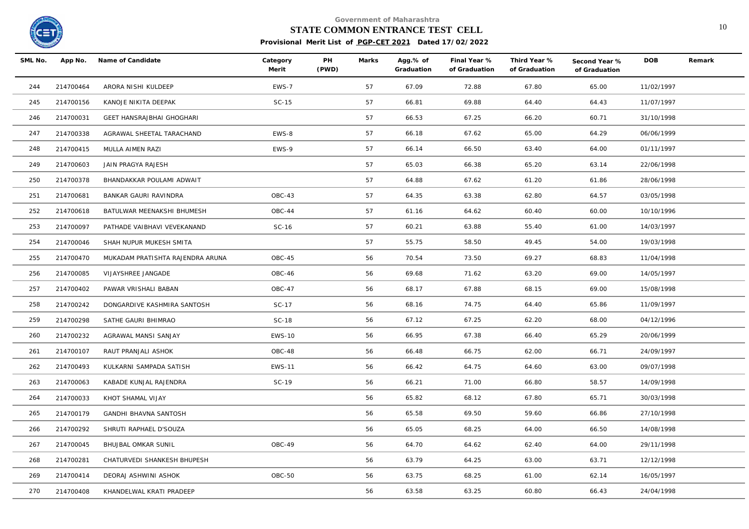Government of Maharashtra

# STATE COMMON ENTRANCE TEST CELL

**Provisional Merit List of PGP-CET 2021 Dated 17/02/2022**

| SML No. | App No. | Name of Candidate | Category Merit | PH (PWD) | Marks | Agg.% of Graduation | Final Year % of Graduation | Third Year % of Graduation | Second Year % of Graduation | DOB | Remark |
|---|---|---|---|---|---|---|---|---|---|---|---|
| 244 | 214700464 | ARORA NISHI KULDEEP | EWS-7 | | 57 | 67.09 | 72.88 | 67.80 | 65.00 | 11/02/1997 | |
| 245 | 214700156 | KANOJE NIKITA DEEPAK | SC-15 | | 57 | 66.81 | 69.88 | 64.40 | 64.43 | 11/07/1997 | |
| 246 | 214700031 | GEET HANSRAJBHAI GHOGHARI | | | 57 | 66.53 | 67.25 | 66.20 | 60.71 | 31/10/1998 | |
| 247 | 214700338 | AGRAWAL SHEETAL TARACHAND | EWS-8 | | 57 | 66.18 | 67.62 | 65.00 | 64.29 | 06/06/1999 | |
| 248 | 214700415 | MULLA AIMEN RAZI | EWS-9 | | 57 | 66.14 | 66.50 | 63.40 | 64.00 | 01/11/1997 | |
| 249 | 214700603 | JAIN PRAGYA RAJESH | | | 57 | 65.03 | 66.38 | 65.20 | 63.14 | 22/06/1998 | |
| 250 | 214700378 | BHANDAKKAR POULAMI ADWAIT | | | 57 | 64.88 | 67.62 | 61.20 | 61.86 | 28/06/1998 | |
| 251 | 214700681 | BANKAR GAURI RAVINDRA | OBC-43 | | 57 | 64.35 | 63.38 | 62.80 | 64.57 | 03/05/1998 | |
| 252 | 214700618 | BATULWAR MEENAKSHI BHUMESH | OBC-44 | | 57 | 61.16 | 64.62 | 60.40 | 60.00 | 10/10/1996 | |
| 253 | 214700097 | PATHADE VAIBHAVI VEVEKANAND | SC-16 | | 57 | 60.21 | 63.88 | 55.40 | 61.00 | 14/03/1997 | |
| 254 | 214700046 | SHAH NUPUR MUKESH SMITA | | | 57 | 55.75 | 58.50 | 49.45 | 54.00 | 19/03/1998 | |
| 255 | 214700470 | MUKADAM PRATISHTA RAJENDRA ARUNA | OBC-45 | | 56 | 70.54 | 73.50 | 69.27 | 68.83 | 11/04/1998 | |
| 256 | 214700085 | VIJAYSHREE JANGADE | OBC-46 | | 56 | 69.68 | 71.62 | 63.20 | 69.00 | 14/05/1997 | |
| 257 | 214700402 | PAWAR VRISHALI BABAN | OBC-47 | | 56 | 68.17 | 67.88 | 68.15 | 69.00 | 15/08/1998 | |
| 258 | 214700242 | DONGARDIVE KASHMIRA SANTOSH | SC-17 | | 56 | 68.16 | 74.75 | 64.40 | 65.86 | 11/09/1997 | |
| 259 | 214700298 | SATHE GAURI BHIMRAO | SC-18 | | 56 | 67.12 | 67.25 | 62.20 | 68.00 | 04/12/1996 | |
| 260 | 214700232 | AGRAWAL MANSI SANJAY | EWS-10 | | 56 | 66.95 | 67.38 | 66.40 | 65.29 | 20/06/1999 | |
| 261 | 214700107 | RAUT PRANJALI ASHOK | OBC-48 | | 56 | 66.48 | 66.75 | 62.00 | 66.71 | 24/09/1997 | |
| 262 | 214700493 | KULKARNI SAMPADA SATISH | EWS-11 | | 56 | 66.42 | 64.75 | 64.60 | 63.00 | 09/07/1998 | |
| 263 | 214700063 | KABADE KUNJAL RAJENDRA | SC-19 | | 56 | 66.21 | 71.00 | 66.80 | 58.57 | 14/09/1998 | |
| 264 | 214700033 | KHOT SHAMAL VIJAY | | | 56 | 65.82 | 68.12 | 67.80 | 65.71 | 30/03/1998 | |
| 265 | 214700179 | GANDHI BHAVNA SANTOSH | | | 56 | 65.58 | 69.50 | 59.60 | 66.86 | 27/10/1998 | |
| 266 | 214700292 | SHRUTI RAPHAEL D'SOUZA | | | 56 | 65.05 | 68.25 | 64.00 | 66.50 | 14/08/1998 | |
| 267 | 214700045 | BHUJBAL OMKAR SUNIL | OBC-49 | | 56 | 64.70 | 64.62 | 62.40 | 64.00 | 29/11/1998 | |
| 268 | 214700281 | CHATURVEDI SHANKESH BHUPESH | | | 56 | 63.79 | 64.25 | 63.00 | 63.71 | 12/12/1998 | |
| 269 | 214700414 | DEORAJ ASHWINI ASHOK | OBC-50 | | 56 | 63.75 | 68.25 | 61.00 | 62.14 | 16/05/1997 | |
| 270 | 214700408 | KHANDELWAL KRATI PRADEEP | | | 56 | 63.58 | 63.25 | 60.80 | 66.43 | 24/04/1998 | |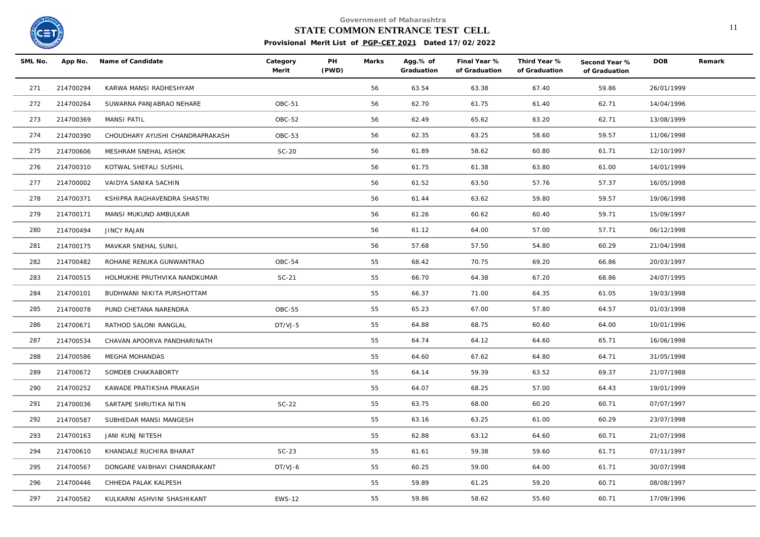Government of Maharashtra

**STATE COMMON ENTRANCE TEST CELL**

**Provisional Merit List of PGP-CET 2021 Dated 17/02/2022**

| SML No. | App No. | Name of Candidate | Category Merit | PH (PWD) | Marks | Agg.% of Graduation | Final Year % of Graduation | Third Year % of Graduation | Second Year % of Graduation | DOB | Remark |
|---|---|---|---|---|---|---|---|---|---|---|---|
| 271 | 214700294 | KARWA MANSI RADHESHYAM | | | 56 | 63.54 | 63.38 | 67.40 | 59.86 | 26/01/1999 | |
| 272 | 214700264 | SUWARNA PANJABRAO NEHARE | OBC-51 | | 56 | 62.70 | 61.75 | 61.40 | 62.71 | 14/04/1996 | |
| 273 | 214700369 | MANSI PATIL | OBC-52 | | 56 | 62.49 | 65.62 | 63.20 | 62.71 | 13/08/1999 | |
| 274 | 214700390 | CHOUDHARY AYUSHI CHANDRAPRAKASH | OBC-53 | | 56 | 62.35 | 63.25 | 58.60 | 59.57 | 11/06/1998 | |
| 275 | 214700606 | MESHRAM SNEHAL ASHOK | SC-20 | | 56 | 61.89 | 58.62 | 60.80 | 61.71 | 12/10/1997 | |
| 276 | 214700310 | KOTWAL SHEFALI SUSHIL | | | 56 | 61.75 | 61.38 | 63.80 | 61.00 | 14/01/1999 | |
| 277 | 214700002 | VAIDYA SANIKA SACHIN | | | 56 | 61.52 | 63.50 | 57.76 | 57.37 | 16/05/1998 | |
| 278 | 214700371 | KSHIPRA RAGHAVENDRA SHASTRI | | | 56 | 61.44 | 63.62 | 59.80 | 59.57 | 19/06/1998 | |
| 279 | 214700171 | MANSI MUKUND AMBULKAR | | | 56 | 61.26 | 60.62 | 60.40 | 59.71 | 15/09/1997 | |
| 280 | 214700494 | JINCY RAJAN | | | 56 | 61.12 | 64.00 | 57.00 | 57.71 | 06/12/1998 | |
| 281 | 214700175 | MAVKAR SNEHAL SUNIL | | | 56 | 57.68 | 57.50 | 54.80 | 60.29 | 21/04/1998 | |
| 282 | 214700482 | ROHANE RENUKA GUNWANTRAO | OBC-54 | | 55 | 68.42 | 70.75 | 69.20 | 66.86 | 20/03/1997 | |
| 283 | 214700515 | HOLMUKHE PRUTHVIKA NANDKUMAR | SC-21 | | 55 | 66.70 | 64.38 | 67.20 | 68.86 | 24/07/1995 | |
| 284 | 214700101 | BUDHWANI NIKITA PURSHOTTAM | | | 55 | 66.37 | 71.00 | 64.35 | 61.05 | 19/03/1998 | |
| 285 | 214700078 | PUND CHETANA NARENDRA | OBC-55 | | 55 | 65.23 | 67.00 | 57.80 | 64.57 | 01/03/1998 | |
| 286 | 214700671 | RATHOD SALONI RANGLAL | DT/VJ-5 | | 55 | 64.88 | 68.75 | 60.60 | 64.00 | 10/01/1996 | |
| 287 | 214700534 | CHAVAN APOORVA PANDHARINATH | | | 55 | 64.74 | 64.12 | 64.60 | 65.71 | 16/06/1998 | |
| 288 | 214700586 | MEGHA MOHANDAS | | | 55 | 64.60 | 67.62 | 64.80 | 64.71 | 31/05/1998 | |
| 289 | 214700672 | SOMDEB CHAKRABORTY | | | 55 | 64.14 | 59.39 | 63.52 | 69.37 | 21/07/1988 | |
| 290 | 214700252 | KAWADE PRATIKSHA PRAKASH | | | 55 | 64.07 | 68.25 | 57.00 | 64.43 | 19/01/1999 | |
| 291 | 214700036 | SARTAPE SHRUTIKA NITIN | SC-22 | | 55 | 63.75 | 68.00 | 60.20 | 60.71 | 07/07/1997 | |
| 292 | 214700587 | SUBHEDAR MANSI MANGESH | | | 55 | 63.16 | 63.25 | 61.00 | 60.29 | 23/07/1998 | |
| 293 | 214700163 | JANI KUNJ NITESH | | | 55 | 62.88 | 63.12 | 64.60 | 60.71 | 21/07/1998 | |
| 294 | 214700610 | KHANDALE RUCHIRA BHARAT | SC-23 | | 55 | 61.61 | 59.38 | 59.60 | 61.71 | 07/11/1997 | |
| 295 | 214700567 | DONGARE VAIBHAVI CHANDRAKANT | DT/VJ-6 | | 55 | 60.25 | 59.00 | 64.00 | 61.71 | 30/07/1998 | |
| 296 | 214700446 | CHHEDA PALAK KALPESH | | | 55 | 59.89 | 61.25 | 59.20 | 60.71 | 08/08/1997 | |
| 297 | 214700582 | KULKARNI ASHVINI SHASHIKANT | EWS-12 | | 55 | 59.86 | 58.62 | 55.60 | 60.71 | 17/09/1996 | |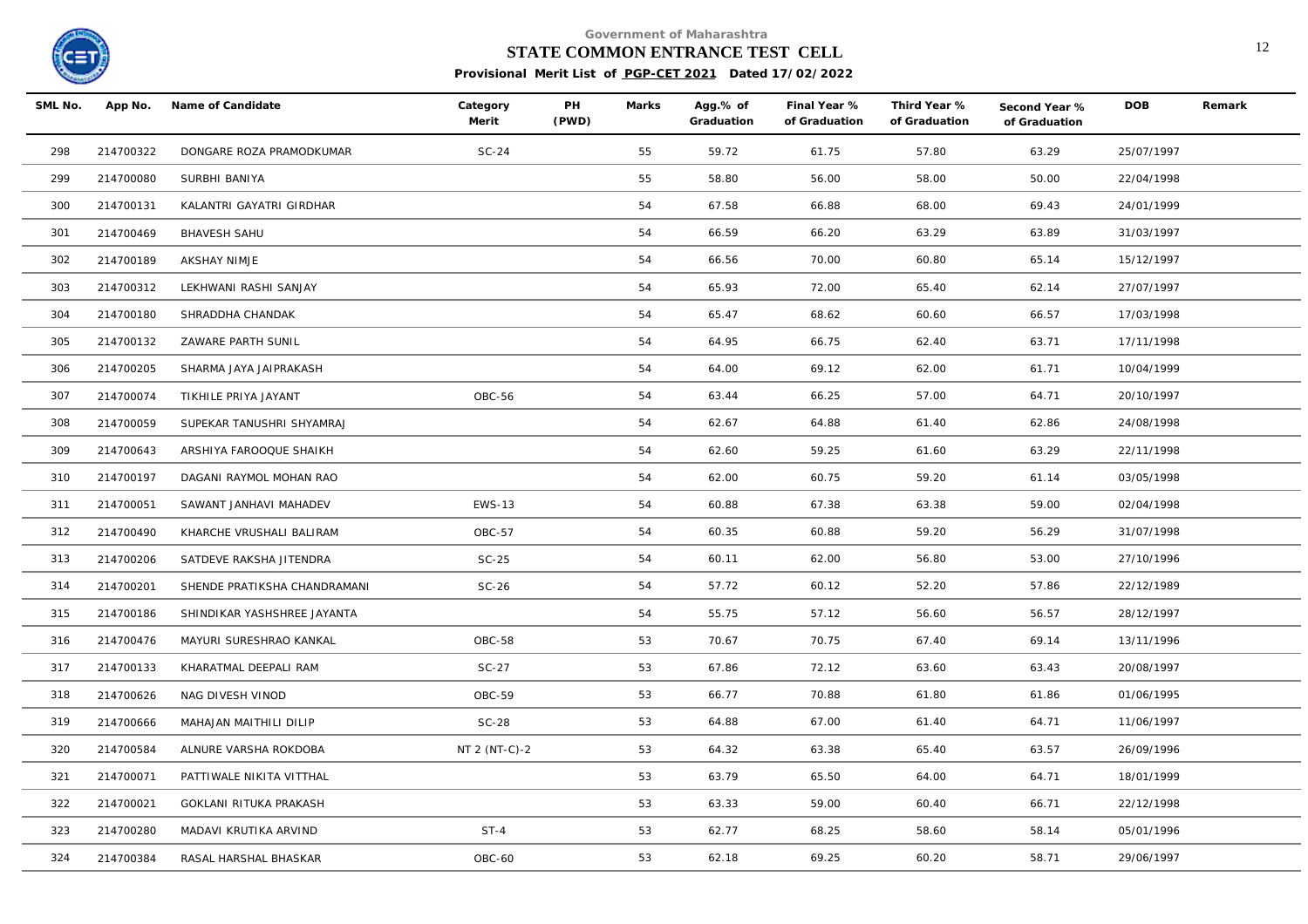Government of Maharashtra

**STATE COMMON ENTRANCE TEST CELL**

**Provisional Merit List of PGP-CET 2021 Dated 17/02/2022**

| SML No. | App No. | Name of Candidate | Category Merit | PH (PWD) | Marks | Agg.% of Graduation | Final Year % of Graduation | Third Year % of Graduation | Second Year % of Graduation | DOB | Remark |
|---|---|---|---|---|---|---|---|---|---|---|---|
| 298 | 214700322 | DONGARE ROZA PRAMODKUMAR | SC-24 | | 55 | 59.72 | 61.75 | 57.80 | 63.29 | 25/07/1997 | |
| 299 | 214700080 | SURBHI BANIYA | | | 55 | 58.80 | 56.00 | 58.00 | 50.00 | 22/04/1998 | |
| 300 | 214700131 | KALANTRI GAYATRI GIRDHAR | | | 54 | 67.58 | 66.88 | 68.00 | 69.43 | 24/01/1999 | |
| 301 | 214700469 | BHAVESH SAHU | | | 54 | 66.59 | 66.20 | 63.29 | 63.89 | 31/03/1997 | |
| 302 | 214700189 | AKSHAY NIMJE | | | 54 | 66.56 | 70.00 | 60.80 | 65.14 | 15/12/1997 | |
| 303 | 214700312 | LEKHWANI RASHI SANJAY | | | 54 | 65.93 | 72.00 | 65.40 | 62.14 | 27/07/1997 | |
| 304 | 214700180 | SHRADDHA CHANDAK | | | 54 | 65.47 | 68.62 | 60.60 | 66.57 | 17/03/1998 | |
| 305 | 214700132 | ZAWARE PARTH SUNIL | | | 54 | 64.95 | 66.75 | 62.40 | 63.71 | 17/11/1998 | |
| 306 | 214700205 | SHARMA JAYA JAIPRAKASH | | | 54 | 64.00 | 69.12 | 62.00 | 61.71 | 10/04/1999 | |
| 307 | 214700074 | TIKHILE PRIYA JAYANT | OBC-56 | | 54 | 63.44 | 66.25 | 57.00 | 64.71 | 20/10/1997 | |
| 308 | 214700059 | SUPEKAR TANUSHRI SHYAMRAJ | | | 54 | 62.67 | 64.88 | 61.40 | 62.86 | 24/08/1998 | |
| 309 | 214700643 | ARSHIYA FAROOQUE SHAIKH | | | 54 | 62.60 | 59.25 | 61.60 | 63.29 | 22/11/1998 | |
| 310 | 214700197 | DAGANI RAYMOL MOHAN RAO | | | 54 | 62.00 | 60.75 | 59.20 | 61.14 | 03/05/1998 | |
| 311 | 214700051 | SAWANT JANHAVI MAHADEV | EWS-13 | | 54 | 60.88 | 67.38 | 63.38 | 59.00 | 02/04/1998 | |
| 312 | 214700490 | KHARCHE VRUSHALI BALIRAM | OBC-57 | | 54 | 60.35 | 60.88 | 59.20 | 56.29 | 31/07/1998 | |
| 313 | 214700206 | SATDEVE RAKSHA JITENDRA | SC-25 | | 54 | 60.11 | 62.00 | 56.80 | 53.00 | 27/10/1996 | |
| 314 | 214700201 | SHENDE PRATIKSHA CHANDRAMANI | SC-26 | | 54 | 57.72 | 60.12 | 52.20 | 57.86 | 22/12/1989 | |
| 315 | 214700186 | SHINDIKAR YASHSHREE JAYANTA | | | 54 | 55.75 | 57.12 | 56.60 | 56.57 | 28/12/1997 | |
| 316 | 214700476 | MAYURI SURESHRAO KANKAL | OBC-58 | | 53 | 70.67 | 70.75 | 67.40 | 69.14 | 13/11/1996 | |
| 317 | 214700133 | KHARATMAL DEEPALI RAM | SC-27 | | 53 | 67.86 | 72.12 | 63.60 | 63.43 | 20/08/1997 | |
| 318 | 214700626 | NAG DIVESH VINOD | OBC-59 | | 53 | 66.77 | 70.88 | 61.80 | 61.86 | 01/06/1995 | |
| 319 | 214700666 | MAHAJAN MAITHILI DILIP | SC-28 | | 53 | 64.88 | 67.00 | 61.40 | 64.71 | 11/06/1997 | |
| 320 | 214700584 | ALNURE VARSHA ROKDOBA | NT 2 (NT-C)-2 | | 53 | 64.32 | 63.38 | 65.40 | 63.57 | 26/09/1996 | |
| 321 | 214700071 | PATTIWALE NIKITA VITTHAL | | | 53 | 63.79 | 65.50 | 64.00 | 64.71 | 18/01/1999 | |
| 322 | 214700021 | GOKLANI RITUKA PRAKASH | | | 53 | 63.33 | 59.00 | 60.40 | 66.71 | 22/12/1998 | |
| 323 | 214700280 | MADAVI KRUTIKA ARVIND | ST-4 | | 53 | 62.77 | 68.25 | 58.60 | 58.14 | 05/01/1996 | |
| 324 | 214700384 | RASAL HARSHAL BHASKAR | OBC-60 | | 53 | 62.18 | 69.25 | 60.20 | 58.71 | 29/06/1997 | |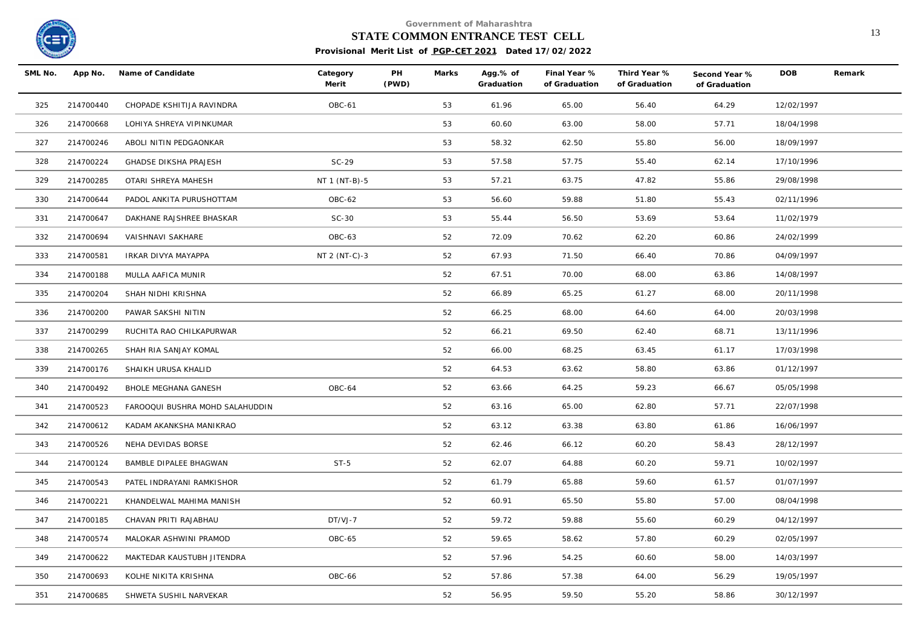Government of Maharashtra

**STATE COMMON ENTRANCE TEST CELL**

**Provisional Merit List of PGP-CET 2021 Dated 17/02/2022**

| SML No. | App No. | Name of Candidate | Category Merit | PH (PWD) | Marks | Agg.% of Graduation | Final Year % of Graduation | Third Year % of Graduation | Second Year % of Graduation | DOB | Remark |
|---|---|---|---|---|---|---|---|---|---|---|---|
| 325 | 214700440 | CHOPADE KSHITIJA RAVINDRA | OBC-61 | | 53 | 61.96 | 65.00 | 56.40 | 64.29 | 12/02/1997 | |
| 326 | 214700668 | LOHIYA SHREYA VIPINKUMAR | | | 53 | 60.60 | 63.00 | 58.00 | 57.71 | 18/04/1998 | |
| 327 | 214700246 | ABOLI NITIN PEDGAONKAR | | | 53 | 58.32 | 62.50 | 55.80 | 56.00 | 18/09/1997 | |
| 328 | 214700224 | GHADSE DIKSHA PRAJESH | SC-29 | | 53 | 57.58 | 57.75 | 55.40 | 62.14 | 17/10/1996 | |
| 329 | 214700285 | OTARI SHREYA MAHESH | NT 1 (NT-B)-5 | | 53 | 57.21 | 63.75 | 47.82 | 55.86 | 29/08/1998 | |
| 330 | 214700644 | PADOL ANKITA PURUSHOTTAM | OBC-62 | | 53 | 56.60 | 59.88 | 51.80 | 55.43 | 02/11/1996 | |
| 331 | 214700647 | DAKHANE RAJSHREE BHASKAR | SC-30 | | 53 | 55.44 | 56.50 | 53.69 | 53.64 | 11/02/1979 | |
| 332 | 214700694 | VAISHNAVI SAKHARE | OBC-63 | | 52 | 72.09 | 70.62 | 62.20 | 60.86 | 24/02/1999 | |
| 333 | 214700581 | IRKAR DIVYA MAYAPPA | NT 2 (NT-C)-3 | | 52 | 67.93 | 71.50 | 66.40 | 70.86 | 04/09/1997 | |
| 334 | 214700188 | MULLA AAFICA MUNIR | | | 52 | 67.51 | 70.00 | 68.00 | 63.86 | 14/08/1997 | |
| 335 | 214700204 | SHAH NIDHI KRISHNA | | | 52 | 66.89 | 65.25 | 61.27 | 68.00 | 20/11/1998 | |
| 336 | 214700200 | PAWAR SAKSHI NITIN | | | 52 | 66.25 | 68.00 | 64.60 | 64.00 | 20/03/1998 | |
| 337 | 214700299 | RUCHITA RAO CHILKAPURWAR | | | 52 | 66.21 | 69.50 | 62.40 | 68.71 | 13/11/1996 | |
| 338 | 214700265 | SHAH RIA SANJAY KOMAL | | | 52 | 66.00 | 68.25 | 63.45 | 61.17 | 17/03/1998 | |
| 339 | 214700176 | SHAIKH URUSA KHALID | | | 52 | 64.53 | 63.62 | 58.80 | 63.86 | 01/12/1997 | |
| 340 | 214700492 | BHOLE MEGHANA GANESH | OBC-64 | | 52 | 63.66 | 64.25 | 59.23 | 66.67 | 05/05/1998 | |
| 341 | 214700523 | FAROOQUI BUSHRA MOHD SALAHUDDIN | | | 52 | 63.16 | 65.00 | 62.80 | 57.71 | 22/07/1998 | |
| 342 | 214700612 | KADAM AKANKSHA MANIKRAO | | | 52 | 63.12 | 63.38 | 63.80 | 61.86 | 16/06/1997 | |
| 343 | 214700526 | NEHA DEVIDAS BORSE | | | 52 | 62.46 | 66.12 | 60.20 | 58.43 | 28/12/1997 | |
| 344 | 214700124 | BAMBLE DIPALEE BHAGWAN | ST-5 | | 52 | 62.07 | 64.88 | 60.20 | 59.71 | 10/02/1997 | |
| 345 | 214700543 | PATEL INDRAYANI RAMKISHOR | | | 52 | 61.79 | 65.88 | 59.60 | 61.57 | 01/07/1997 | |
| 346 | 214700221 | KHANDELWAL MAHIMA MANISH | | | 52 | 60.91 | 65.50 | 55.80 | 57.00 | 08/04/1998 | |
| 347 | 214700185 | CHAVAN PRITI RAJABHAU | DT/VJ-7 | | 52 | 59.72 | 59.88 | 55.60 | 60.29 | 04/12/1997 | |
| 348 | 214700574 | MALOKAR ASHWINI PRAMOD | OBC-65 | | 52 | 59.65 | 58.62 | 57.80 | 60.29 | 02/05/1997 | |
| 349 | 214700622 | MAKTEDAR KAUSTUBH JITENDRA | | | 52 | 57.96 | 54.25 | 60.60 | 58.00 | 14/03/1997 | |
| 350 | 214700693 | KOLHE NIKITA KRISHNA | OBC-66 | | 52 | 57.86 | 57.38 | 64.00 | 56.29 | 19/05/1997 | |
| 351 | 214700685 | SHWETA SUSHIL NARVEKAR | | | 52 | 56.95 | 59.50 | 55.20 | 58.86 | 30/12/1997 | |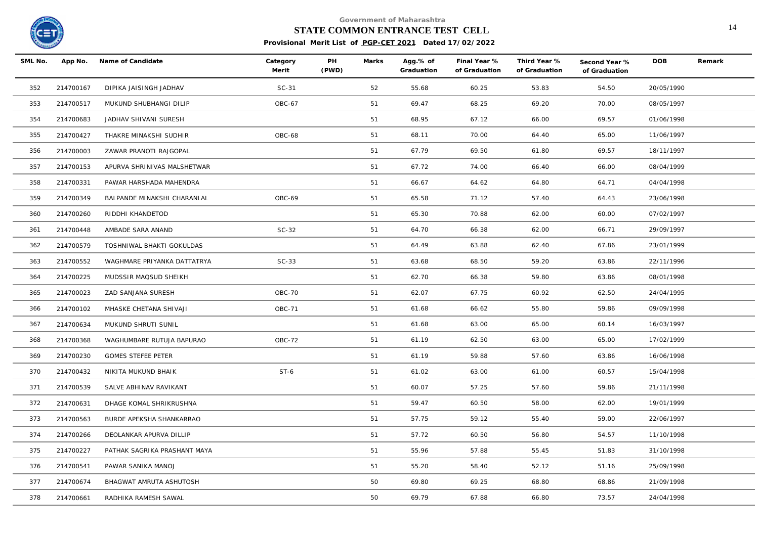Government of Maharashtra

**STATE COMMON ENTRANCE TEST CELL**

**Provisional Merit List of PGP-CET 2021 Dated 17/02/2022**

| SML No. | App No. | Name of Candidate | Category Merit | PH (PWD) | Marks | Agg.% of Graduation | Final Year % of Graduation | Third Year % of Graduation | Second Year % of Graduation | DOB | Remark |
|---|---|---|---|---|---|---|---|---|---|---|---|
| 352 | 214700167 | DIPIKA JAISINGH JADHAV | SC-31 | | 52 | 55.68 | 60.25 | 53.83 | 54.50 | 20/05/1990 | |
| 353 | 214700517 | MUKUND SHUBHANGI DILIP | OBC-67 | | 51 | 69.47 | 68.25 | 69.20 | 70.00 | 08/05/1997 | |
| 354 | 214700683 | JADHAV SHIVANI SURESH | | | 51 | 68.95 | 67.12 | 66.00 | 69.57 | 01/06/1998 | |
| 355 | 214700427 | THAKRE MINAKSHI SUDHIR | OBC-68 | | 51 | 68.11 | 70.00 | 64.40 | 65.00 | 11/06/1997 | |
| 356 | 214700003 | ZAWAR PRANOTI RAJGOPAL | | | 51 | 67.79 | 69.50 | 61.80 | 69.57 | 18/11/1997 | |
| 357 | 214700153 | APURVA SHRINIVAS MALSHETWAR | | | 51 | 67.72 | 74.00 | 66.40 | 66.00 | 08/04/1999 | |
| 358 | 214700331 | PAWAR HARSHADA MAHENDRA | | | 51 | 66.67 | 64.62 | 64.80 | 64.71 | 04/04/1998 | |
| 359 | 214700349 | BALPANDE MINAKSHI CHARANLAL | OBC-69 | | 51 | 65.58 | 71.12 | 57.40 | 64.43 | 23/06/1998 | |
| 360 | 214700260 | RIDDHI KHANDETOD | | | 51 | 65.30 | 70.88 | 62.00 | 60.00 | 07/02/1997 | |
| 361 | 214700448 | AMBADE SARA ANAND | SC-32 | | 51 | 64.70 | 66.38 | 62.00 | 66.71 | 29/09/1997 | |
| 362 | 214700579 | TOSHNIWAL BHAKTI GOKULDAS | | | 51 | 64.49 | 63.88 | 62.40 | 67.86 | 23/01/1999 | |
| 363 | 214700552 | WAGHMARE PRIYANKA DATTATRYA | SC-33 | | 51 | 63.68 | 68.50 | 59.20 | 63.86 | 22/11/1996 | |
| 364 | 214700225 | MUDSSIR MAQSUD SHEIKH | | | 51 | 62.70 | 66.38 | 59.80 | 63.86 | 08/01/1998 | |
| 365 | 214700023 | ZAD SANJANA SURESH | OBC-70 | | 51 | 62.07 | 67.75 | 60.92 | 62.50 | 24/04/1995 | |
| 366 | 214700102 | MHASKE CHETANA SHIVAJI | OBC-71 | | 51 | 61.68 | 66.62 | 55.80 | 59.86 | 09/09/1998 | |
| 367 | 214700634 | MUKUND SHRUTI SUNIL | | | 51 | 61.68 | 63.00 | 65.00 | 60.14 | 16/03/1997 | |
| 368 | 214700368 | WAGHUMBARE RUTUJA BAPURAO | OBC-72 | | 51 | 61.19 | 62.50 | 63.00 | 65.00 | 17/02/1999 | |
| 369 | 214700230 | GOMES STEFEE PETER | | | 51 | 61.19 | 59.88 | 57.60 | 63.86 | 16/06/1998 | |
| 370 | 214700432 | NIKITA MUKUND BHAIK | ST-6 | | 51 | 61.02 | 63.00 | 61.00 | 60.57 | 15/04/1998 | |
| 371 | 214700539 | SALVE ABHINAV RAVIKANT | | | 51 | 60.07 | 57.25 | 57.60 | 59.86 | 21/11/1998 | |
| 372 | 214700631 | DHAGE KOMAL SHRIKRUSHNA | | | 51 | 59.47 | 60.50 | 58.00 | 62.00 | 19/01/1999 | |
| 373 | 214700563 | BURDE APEKSHA SHANKARRAO | | | 51 | 57.75 | 59.12 | 55.40 | 59.00 | 22/06/1997 | |
| 374 | 214700266 | DEOLANKAR APURVA DILLIP | | | 51 | 57.72 | 60.50 | 56.80 | 54.57 | 11/10/1998 | |
| 375 | 214700227 | PATHAK SAGRIKA PRASHANT MAYA | | | 51 | 55.96 | 57.88 | 55.45 | 51.83 | 31/10/1998 | |
| 376 | 214700541 | PAWAR SANIKA MANOJ | | | 51 | 55.20 | 58.40 | 52.12 | 51.16 | 25/09/1998 | |
| 377 | 214700674 | BHAGWAT AMRUTA ASHUTOSH | | | 50 | 69.80 | 69.25 | 68.80 | 68.86 | 21/09/1998 | |
| 378 | 214700661 | RADHIKA RAMESH SAWAL | | | 50 | 69.79 | 67.88 | 66.80 | 73.57 | 24/04/1998 | |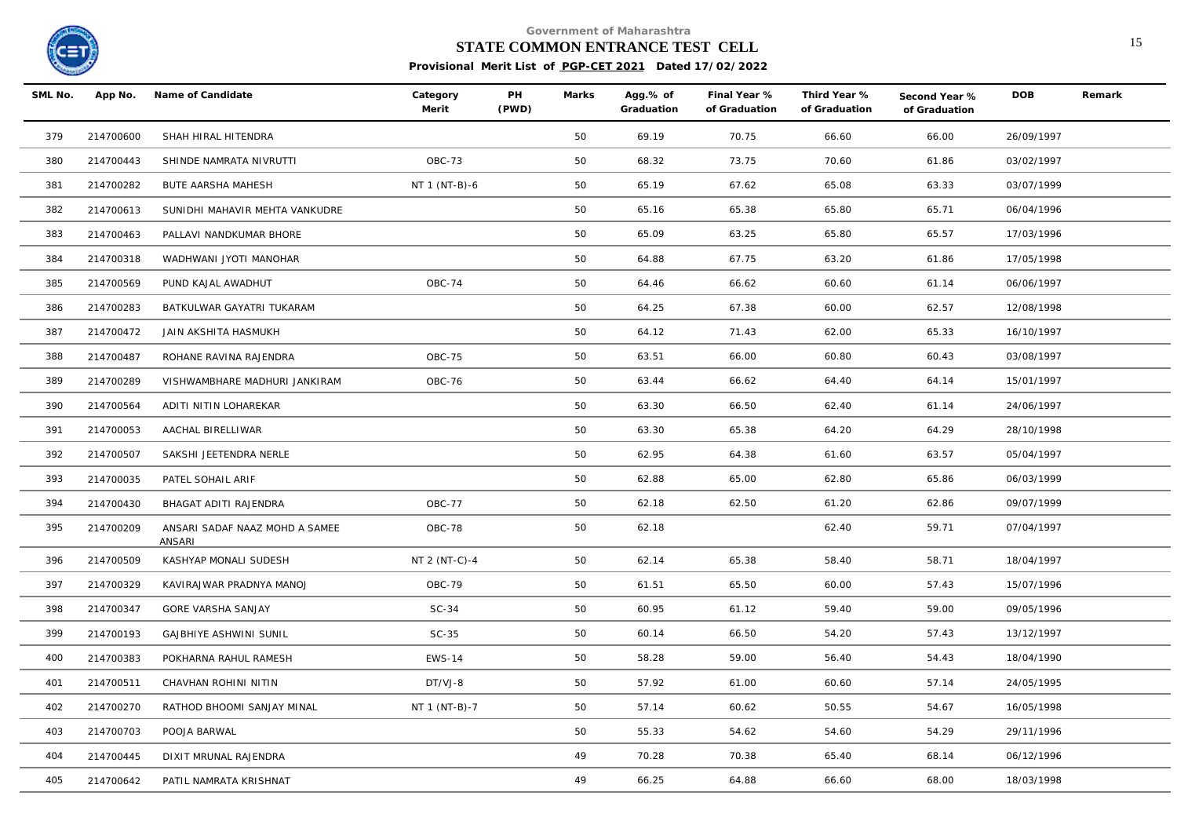Government of Maharashtra

**STATE COMMON ENTRANCE TEST CELL**

**Provisional Merit List of PGP-CET 2021 Dated 17/02/2022**

| SML No. | App No. | Name of Candidate | Category Merit | PH (PWD) | Marks | Agg.% of Graduation | Final Year % of Graduation | Third Year % of Graduation | Second Year % of Graduation | DOB | Remark |
|---|---|---|---|---|---|---|---|---|---|---|---|
| 379 | 214700600 | SHAH HIRAL HITENDRA | | | 50 | 69.19 | 70.75 | 66.60 | 66.00 | 26/09/1997 | |
| 380 | 214700443 | SHINDE NAMRATA NIVRUTTI | OBC-73 | | 50 | 68.32 | 73.75 | 70.60 | 61.86 | 03/02/1997 | |
| 381 | 214700282 | BUTE AARSHA MAHESH | NT 1 (NT-B)-6 | | 50 | 65.19 | 67.62 | 65.08 | 63.33 | 03/07/1999 | |
| 382 | 214700613 | SUNIDHI MAHAVIR MEHTA VANKUDRE | | | 50 | 65.16 | 65.38 | 65.80 | 65.71 | 06/04/1996 | |
| 383 | 214700463 | PALLAVI NANDKUMAR BHORE | | | 50 | 65.09 | 63.25 | 65.80 | 65.57 | 17/03/1996 | |
| 384 | 214700318 | WADHWANI JYOTI MANOHAR | | | 50 | 64.88 | 67.75 | 63.20 | 61.86 | 17/05/1998 | |
| 385 | 214700569 | PUND KAJAL AWADHUT | OBC-74 | | 50 | 64.46 | 66.62 | 60.60 | 61.14 | 06/06/1997 | |
| 386 | 214700283 | BATKULWAR GAYATRI TUKARAM | | | 50 | 64.25 | 67.38 | 60.00 | 62.57 | 12/08/1998 | |
| 387 | 214700472 | JAIN AKSHITA HASMUKH | | | 50 | 64.12 | 71.43 | 62.00 | 65.33 | 16/10/1997 | |
| 388 | 214700487 | ROHANE RAVINA RAJENDRA | OBC-75 | | 50 | 63.51 | 66.00 | 60.80 | 60.43 | 03/08/1997 | |
| 389 | 214700289 | VISHWAMBHARE MADHURI JANKIRAM | OBC-76 | | 50 | 63.44 | 66.62 | 64.40 | 64.14 | 15/01/1997 | |
| 390 | 214700564 | ADITI NITIN LOHAREKAR | | | 50 | 63.30 | 66.50 | 62.40 | 61.14 | 24/06/1997 | |
| 391 | 214700053 | AACHAL BIRELLIWAR | | | 50 | 63.30 | 65.38 | 64.20 | 64.29 | 28/10/1998 | |
| 392 | 214700507 | SAKSHI JEETENDRA NERLE | | | 50 | 62.95 | 64.38 | 61.60 | 63.57 | 05/04/1997 | |
| 393 | 214700035 | PATEL SOHAIL ARIF | | | 50 | 62.88 | 65.00 | 62.80 | 65.86 | 06/03/1999 | |
| 394 | 214700430 | BHAGAT ADITI RAJENDRA | OBC-77 | | 50 | 62.18 | 62.50 | 61.20 | 62.86 | 09/07/1999 | |
| 395 | 214700209 | ANSARI SADAF NAAZ MOHD A SAMEE ANSARI | OBC-78 | | 50 | 62.18 | | 62.40 | 59.71 | 07/04/1997 | |
| 396 | 214700509 | KASHYAP MONALI SUDESH | NT 2 (NT-C)-4 | | 50 | 62.14 | 65.38 | 58.40 | 58.71 | 18/04/1997 | |
| 397 | 214700329 | KAVIRAJWAR PRADNYA MANOJ | OBC-79 | | 50 | 61.51 | 65.50 | 60.00 | 57.43 | 15/07/1996 | |
| 398 | 214700347 | GORE VARSHA SANJAY | SC-34 | | 50 | 60.95 | 61.12 | 59.40 | 59.00 | 09/05/1996 | |
| 399 | 214700193 | GAJBHIYE ASHWINI SUNIL | SC-35 | | 50 | 60.14 | 66.50 | 54.20 | 57.43 | 13/12/1997 | |
| 400 | 214700383 | POKHARNA RAHUL RAMESH | EWS-14 | | 50 | 58.28 | 59.00 | 56.40 | 54.43 | 18/04/1990 | |
| 401 | 214700511 | CHAVHAN ROHINI NITIN | DT/VJ-8 | | 50 | 57.92 | 61.00 | 60.60 | 57.14 | 24/05/1995 | |
| 402 | 214700270 | RATHOD BHOOMI SANJAY MINAL | NT 1 (NT-B)-7 | | 50 | 57.14 | 60.62 | 50.55 | 54.67 | 16/05/1998 | |
| 403 | 214700703 | POOJA BARWAL | | | 50 | 55.33 | 54.62 | 54.60 | 54.29 | 29/11/1996 | |
| 404 | 214700445 | DIXIT MRUNAL RAJENDRA | | | 49 | 70.28 | 70.38 | 65.40 | 68.14 | 06/12/1996 | |
| 405 | 214700642 | PATIL NAMRATA KRISHNAT | | | 49 | 66.25 | 64.88 | 66.60 | 68.00 | 18/03/1998 | |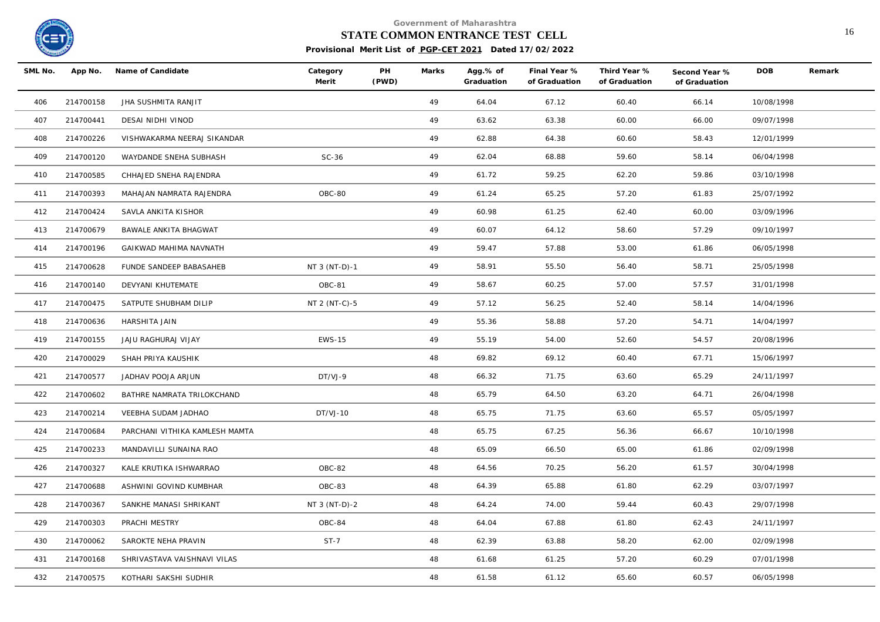Government of Maharashtra

**STATE COMMON ENTRANCE TEST CELL**

**Provisional Merit List of PGP-CET 2021 Dated 17/02/2022**

| SML No. | App No. | Name of Candidate | Category Merit | PH (PWD) | Marks | Agg.% of Graduation | Final Year % of Graduation | Third Year % of Graduation | Second Year % of Graduation | DOB | Remark |
|---|---|---|---|---|---|---|---|---|---|---|---|
| 406 | 214700158 | JHA SUSHMITA RANJIT | | | 49 | 64.04 | 67.12 | 60.40 | 66.14 | 10/08/1998 | |
| 407 | 214700441 | DESAI NIDHI VINOD | | | 49 | 63.62 | 63.38 | 60.00 | 66.00 | 09/07/1998 | |
| 408 | 214700226 | VISHWAKARMA NEERAJ SIKANDAR | | | 49 | 62.88 | 64.38 | 60.60 | 58.43 | 12/01/1999 | |
| 409 | 214700120 | WAYDANDE SNEHA SUBHASH | SC-36 | | 49 | 62.04 | 68.88 | 59.60 | 58.14 | 06/04/1998 | |
| 410 | 214700585 | CHHAJED SNEHA RAJENDRA | | | 49 | 61.72 | 59.25 | 62.20 | 59.86 | 03/10/1998 | |
| 411 | 214700393 | MAHAJAN NAMRATA RAJENDRA | OBC-80 | | 49 | 61.24 | 65.25 | 57.20 | 61.83 | 25/07/1992 | |
| 412 | 214700424 | SAVLA ANKITA KISHOR | | | 49 | 60.98 | 61.25 | 62.40 | 60.00 | 03/09/1996 | |
| 413 | 214700679 | BAWALE ANKITA BHAGWAT | | | 49 | 60.07 | 64.12 | 58.60 | 57.29 | 09/10/1997 | |
| 414 | 214700196 | GAIKWAD MAHIMA NAVNATH | | | 49 | 59.47 | 57.88 | 53.00 | 61.86 | 06/05/1998 | |
| 415 | 214700628 | FUNDE SANDEEP BABASAHEB | NT 3 (NT-D)-1 | | 49 | 58.91 | 55.50 | 56.40 | 58.71 | 25/05/1998 | |
| 416 | 214700140 | DEVYANI KHUTEMATE | OBC-81 | | 49 | 58.67 | 60.25 | 57.00 | 57.57 | 31/01/1998 | |
| 417 | 214700475 | SATPUTE SHUBHAM DILIP | NT 2 (NT-C)-5 | | 49 | 57.12 | 56.25 | 52.40 | 58.14 | 14/04/1996 | |
| 418 | 214700636 | HARSHITA JAIN | | | 49 | 55.36 | 58.88 | 57.20 | 54.71 | 14/04/1997 | |
| 419 | 214700155 | JAJU RAGHURAJ VIJAY | EWS-15 | | 49 | 55.19 | 54.00 | 52.60 | 54.57 | 20/08/1996 | |
| 420 | 214700029 | SHAH PRIYA KAUSHIK | | | 48 | 69.82 | 69.12 | 60.40 | 67.71 | 15/06/1997 | |
| 421 | 214700577 | JADHAV POOJA ARJUN | DT/VJ-9 | | 48 | 66.32 | 71.75 | 63.60 | 65.29 | 24/11/1997 | |
| 422 | 214700602 | BATHRE NAMRATA TRILOKCHAND | | | 48 | 65.79 | 64.50 | 63.20 | 64.71 | 26/04/1998 | |
| 423 | 214700214 | VEEBHA SUDAM JADHAO | DT/VJ-10 | | 48 | 65.75 | 71.75 | 63.60 | 65.57 | 05/05/1997 | |
| 424 | 214700684 | PARCHANI VITHIKA KAMLESH MAMTA | | | 48 | 65.75 | 67.25 | 56.36 | 66.67 | 10/10/1998 | |
| 425 | 214700233 | MANDAVILLI SUNAINA RAO | | | 48 | 65.09 | 66.50 | 65.00 | 61.86 | 02/09/1998 | |
| 426 | 214700327 | KALE KRUTIKA ISHWARRAO | OBC-82 | | 48 | 64.56 | 70.25 | 56.20 | 61.57 | 30/04/1998 | |
| 427 | 214700688 | ASHWINI GOVIND KUMBHAR | OBC-83 | | 48 | 64.39 | 65.88 | 61.80 | 62.29 | 03/07/1997 | |
| 428 | 214700367 | SANKHE MANASI SHRIKANT | NT 3 (NT-D)-2 | | 48 | 64.24 | 74.00 | 59.44 | 60.43 | 29/07/1998 | |
| 429 | 214700303 | PRACHI MESTRY | OBC-84 | | 48 | 64.04 | 67.88 | 61.80 | 62.43 | 24/11/1997 | |
| 430 | 214700062 | SAROKTE NEHA PRAVIN | ST-7 | | 48 | 62.39 | 63.88 | 58.20 | 62.00 | 02/09/1998 | |
| 431 | 214700168 | SHRIVASTAVA VAISHNAVI VILAS | | | 48 | 61.68 | 61.25 | 57.20 | 60.29 | 07/01/1998 | |
| 432 | 214700575 | KOTHARI SAKSHI SUDHIR | | | 48 | 61.58 | 61.12 | 65.60 | 60.57 | 06/05/1998 | |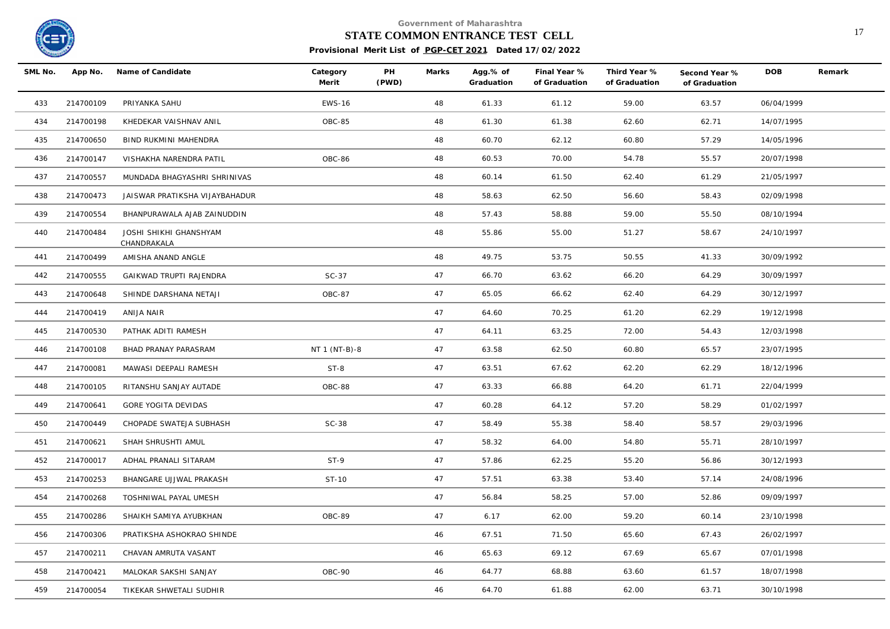Government of Maharashtra

**STATE COMMON ENTRANCE TEST CELL**

**Provisional Merit List of PGP-CET 2021 Dated 17/02/2022**

| SML No. | App No. | Name of Candidate | Category Merit | PH (PWD) | Marks | Agg.% of Graduation | Final Year % of Graduation | Third Year % of Graduation | Second Year % of Graduation | DOB | Remark |
|---|---|---|---|---|---|---|---|---|---|---|---|
| 433 | 214700109 | PRIYANKA SAHU | EWS-16 | | 48 | 61.33 | 61.12 | 59.00 | 63.57 | 06/04/1999 | |
| 434 | 214700198 | KHEDEKAR VAISHNAV ANIL | OBC-85 | | 48 | 61.30 | 61.38 | 62.60 | 62.71 | 14/07/1995 | |
| 435 | 214700650 | BIND RUKMINI MAHENDRA | | | 48 | 60.70 | 62.12 | 60.80 | 57.29 | 14/05/1996 | |
| 436 | 214700147 | VISHAKHA NARENDRA PATIL | OBC-86 | | 48 | 60.53 | 70.00 | 54.78 | 55.57 | 20/07/1998 | |
| 437 | 214700557 | MUNDADA BHAGYASHRI SHRINIVAS | | | 48 | 60.14 | 61.50 | 62.40 | 61.29 | 21/05/1997 | |
| 438 | 214700473 | JAISWAR PRATIKSHA VIJAYBAHADUR | | | 48 | 58.63 | 62.50 | 56.60 | 58.43 | 02/09/1998 | |
| 439 | 214700554 | BHANPURAWALA AJAB ZAINUDDIN | | | 48 | 57.43 | 58.88 | 59.00 | 55.50 | 08/10/1994 | |
| 440 | 214700484 | JOSHI SHIKHI GHANSHYAM CHANDRAKALA | | | 48 | 55.86 | 55.00 | 51.27 | 58.67 | 24/10/1997 | |
| 441 | 214700499 | AMISHA ANAND ANGLE | | | 48 | 49.75 | 53.75 | 50.55 | 41.33 | 30/09/1992 | |
| 442 | 214700555 | GAIKWAD TRUPTI RAJENDRA | SC-37 | | 47 | 66.70 | 63.62 | 66.20 | 64.29 | 30/09/1997 | |
| 443 | 214700648 | SHINDE DARSHANA NETAJI | OBC-87 | | 47 | 65.05 | 66.62 | 62.40 | 64.29 | 30/12/1997 | |
| 444 | 214700419 | ANIJA NAIR | | | 47 | 64.60 | 70.25 | 61.20 | 62.29 | 19/12/1998 | |
| 445 | 214700530 | PATHAK ADITI RAMESH | | | 47 | 64.11 | 63.25 | 72.00 | 54.43 | 12/03/1998 | |
| 446 | 214700108 | BHAD PRANAY PARASRAM | NT 1 (NT-B)-8 | | 47 | 63.58 | 62.50 | 60.80 | 65.57 | 23/07/1995 | |
| 447 | 214700081 | MAWASI DEEPALI RAMESH | ST-8 | | 47 | 63.51 | 67.62 | 62.20 | 62.29 | 18/12/1996 | |
| 448 | 214700105 | RITANSHU SANJAY AUTADE | OBC-88 | | 47 | 63.33 | 66.88 | 64.20 | 61.71 | 22/04/1999 | |
| 449 | 214700641 | GORE YOGITA DEVIDAS | | | 47 | 60.28 | 64.12 | 57.20 | 58.29 | 01/02/1997 | |
| 450 | 214700449 | CHOPADE SWATEJA SUBHASH | SC-38 | | 47 | 58.49 | 55.38 | 58.40 | 58.57 | 29/03/1996 | |
| 451 | 214700621 | SHAH SHRUSHTI AMUL | | | 47 | 58.32 | 64.00 | 54.80 | 55.71 | 28/10/1997 | |
| 452 | 214700017 | ADHAL PRANALI SITARAM | ST-9 | | 47 | 57.86 | 62.25 | 55.20 | 56.86 | 30/12/1993 | |
| 453 | 214700253 | BHANGARE UJJWAL PRAKASH | ST-10 | | 47 | 57.51 | 63.38 | 53.40 | 57.14 | 24/08/1996 | |
| 454 | 214700268 | TOSHNIWAL PAYAL UMESH | | | 47 | 56.84 | 58.25 | 57.00 | 52.86 | 09/09/1997 | |
| 455 | 214700286 | SHAIKH SAMIYA AYUBKHAN | OBC-89 | | 47 | 6.17 | 62.00 | 59.20 | 60.14 | 23/10/1998 | |
| 456 | 214700306 | PRATIKSHA ASHOKRAO SHINDE | | | 46 | 67.51 | 71.50 | 65.60 | 67.43 | 26/02/1997 | |
| 457 | 214700211 | CHAVAN AMRUTA VASANT | | | 46 | 65.63 | 69.12 | 67.69 | 65.67 | 07/01/1998 | |
| 458 | 214700421 | MALOKAR SAKSHI SANJAY | OBC-90 | | 46 | 64.77 | 68.88 | 63.60 | 61.57 | 18/07/1998 | |
| 459 | 214700054 | TIKEKAR SHWETALI SUDHIR | | | 46 | 64.70 | 61.88 | 62.00 | 63.71 | 30/10/1998 | |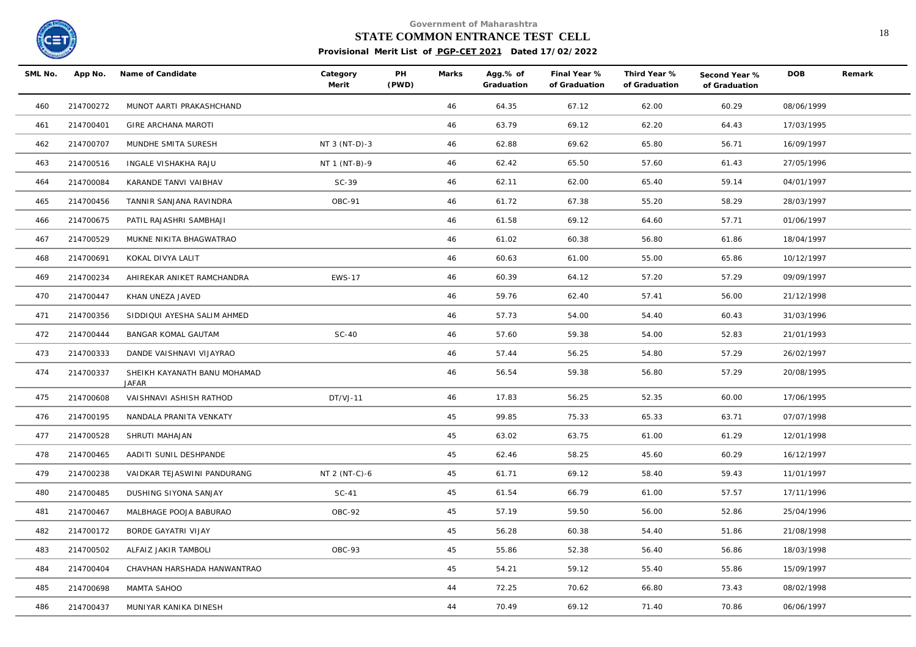Government of Maharashtra

**STATE COMMON ENTRANCE TEST CELL**

**Provisional Merit List of PGP-CET 2021 Dated 17/02/2022**

| SML No. | App No. | Name of Candidate | Category Merit | PH (PWD) | Marks | Agg.% of Graduation | Final Year % of Graduation | Third Year % of Graduation | Second Year % of Graduation | DOB | Remark |
|---|---|---|---|---|---|---|---|---|---|---|---|
| 460 | 214700272 | MUNOT AARTI PRAKASHCHAND | | | 46 | 64.35 | 67.12 | 62.00 | 60.29 | 08/06/1999 | |
| 461 | 214700401 | GIRE ARCHANA MAROTI | | | 46 | 63.79 | 69.12 | 62.20 | 64.43 | 17/03/1995 | |
| 462 | 214700707 | MUNDHE SMITA SURESH | NT 3 (NT-D)-3 | | 46 | 62.88 | 69.62 | 65.80 | 56.71 | 16/09/1997 | |
| 463 | 214700516 | INGALE VISHAKHA RAJU | NT 1 (NT-B)-9 | | 46 | 62.42 | 65.50 | 57.60 | 61.43 | 27/05/1996 | |
| 464 | 214700084 | KARANDE TANVI VAIBHAV | SC-39 | | 46 | 62.11 | 62.00 | 65.40 | 59.14 | 04/01/1997 | |
| 465 | 214700456 | TANNIR SANJANA RAVINDRA | OBC-91 | | 46 | 61.72 | 67.38 | 55.20 | 58.29 | 28/03/1997 | |
| 466 | 214700675 | PATIL RAJASHRI SAMBHAJI | | | 46 | 61.58 | 69.12 | 64.60 | 57.71 | 01/06/1997 | |
| 467 | 214700529 | MUKNE NIKITA BHAGWATRAO | | | 46 | 61.02 | 60.38 | 56.80 | 61.86 | 18/04/1997 | |
| 468 | 214700691 | KOKAL DIVYA LALIT | | | 46 | 60.63 | 61.00 | 55.00 | 65.86 | 10/12/1997 | |
| 469 | 214700234 | AHIREKAR ANIKET RAMCHANDRA | EWS-17 | | 46 | 60.39 | 64.12 | 57.20 | 57.29 | 09/09/1997 | |
| 470 | 214700447 | KHAN UNEZA JAVED | | | 46 | 59.76 | 62.40 | 57.41 | 56.00 | 21/12/1998 | |
| 471 | 214700356 | SIDDIQUI AYESHA SALIM AHMED | | | 46 | 57.73 | 54.00 | 54.40 | 60.43 | 31/03/1996 | |
| 472 | 214700444 | BANGAR KOMAL GAUTAM | SC-40 | | 46 | 57.60 | 59.38 | 54.00 | 52.83 | 21/01/1993 | |
| 473 | 214700333 | DANDE VAISHNAVI VIJAYRAO | | | 46 | 57.44 | 56.25 | 54.80 | 57.29 | 26/02/1997 | |
| 474 | 214700337 | SHEIKH KAYANATH BANU MOHAMAD JAFAR | | | 46 | 56.54 | 59.38 | 56.80 | 57.29 | 20/08/1995 | |
| 475 | 214700608 | VAISHNAVI ASHISH RATHOD | DT/VJ-11 | | 46 | 17.83 | 56.25 | 52.35 | 60.00 | 17/06/1995 | |
| 476 | 214700195 | NANDALA PRANITA VENKATY | | | 45 | 99.85 | 75.33 | 65.33 | 63.71 | 07/07/1998 | |
| 477 | 214700528 | SHRUTI MAHAJAN | | | 45 | 63.02 | 63.75 | 61.00 | 61.29 | 12/01/1998 | |
| 478 | 214700465 | AADITI SUNIL DESHPANDE | | | 45 | 62.46 | 58.25 | 45.60 | 60.29 | 16/12/1997 | |
| 479 | 214700238 | VAIDKAR TEJASWINI PANDURANG | NT 2 (NT-C)-6 | | 45 | 61.71 | 69.12 | 58.40 | 59.43 | 11/01/1997 | |
| 480 | 214700485 | DUSHING SIYONA SANJAY | SC-41 | | 45 | 61.54 | 66.79 | 61.00 | 57.57 | 17/11/1996 | |
| 481 | 214700467 | MALBHAGE POOJA BABURAO | OBC-92 | | 45 | 57.19 | 59.50 | 56.00 | 52.86 | 25/04/1996 | |
| 482 | 214700172 | BORDE GAYATRI VIJAY | | | 45 | 56.28 | 60.38 | 54.40 | 51.86 | 21/08/1998 | |
| 483 | 214700502 | ALFAIZ JAKIR TAMBOLI | OBC-93 | | 45 | 55.86 | 52.38 | 56.40 | 56.86 | 18/03/1998 | |
| 484 | 214700404 | CHAVHAN HARSHADA HANWANTRAO | | | 45 | 54.21 | 59.12 | 55.40 | 55.86 | 15/09/1997 | |
| 485 | 214700698 | MAMTA SAHOO | | | 44 | 72.25 | 70.62 | 66.80 | 73.43 | 08/02/1998 | |
| 486 | 214700437 | MUNIYAR KANIKA DINESH | | | 44 | 70.49 | 69.12 | 71.40 | 70.86 | 06/06/1997 | |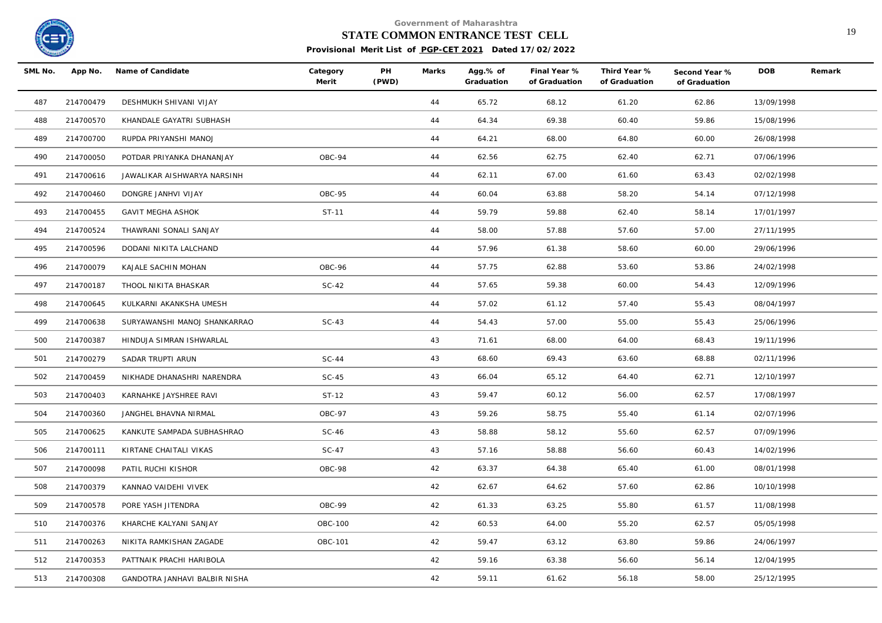Government of Maharashtra

**STATE COMMON ENTRANCE TEST CELL**

**Provisional Merit List of PGP-CET 2021 Dated 17/02/2022**

| SML No. | App No. | Name of Candidate | Category Merit | PH (PWD) | Marks | Agg.% of Graduation | Final Year % of Graduation | Third Year % of Graduation | Second Year % of Graduation | DOB | Remark |
|---|---|---|---|---|---|---|---|---|---|---|---|
| 487 | 214700479 | DESHMUKH SHIVANI VIJAY | | | 44 | 65.72 | 68.12 | 61.20 | 62.86 | 13/09/1998 | |
| 488 | 214700570 | KHANDALE GAYATRI SUBHASH | | | 44 | 64.34 | 69.38 | 60.40 | 59.86 | 15/08/1996 | |
| 489 | 214700700 | RUPDA PRIYANSHI MANOJ | | | 44 | 64.21 | 68.00 | 64.80 | 60.00 | 26/08/1998 | |
| 490 | 214700050 | POTDAR PRIYANKA DHANANJAY | OBC-94 | | 44 | 62.56 | 62.75 | 62.40 | 62.71 | 07/06/1996 | |
| 491 | 214700616 | JAWALIKAR AISHWARYA NARSINH | | | 44 | 62.11 | 67.00 | 61.60 | 63.43 | 02/02/1998 | |
| 492 | 214700460 | DONGRE JANHVI VIJAY | OBC-95 | | 44 | 60.04 | 63.88 | 58.20 | 54.14 | 07/12/1998 | |
| 493 | 214700455 | GAVIT MEGHA ASHOK | ST-11 | | 44 | 59.79 | 59.88 | 62.40 | 58.14 | 17/01/1997 | |
| 494 | 214700524 | THAWRANI SONALI SANJAY | | | 44 | 58.00 | 57.88 | 57.60 | 57.00 | 27/11/1995 | |
| 495 | 214700596 | DODANI NIKITA LALCHAND | | | 44 | 57.96 | 61.38 | 58.60 | 60.00 | 29/06/1996 | |
| 496 | 214700079 | KAJALE SACHIN MOHAN | OBC-96 | | 44 | 57.75 | 62.88 | 53.60 | 53.86 | 24/02/1998 | |
| 497 | 214700187 | THOOL NIKITA BHASKAR | SC-42 | | 44 | 57.65 | 59.38 | 60.00 | 54.43 | 12/09/1996 | |
| 498 | 214700645 | KULKARNI AKANKSHA UMESH | | | 44 | 57.02 | 61.12 | 57.40 | 55.43 | 08/04/1997 | |
| 499 | 214700638 | SURYAWANSHI MANOJ SHANKARRAO | SC-43 | | 44 | 54.43 | 57.00 | 55.00 | 55.43 | 25/06/1996 | |
| 500 | 214700387 | HINDUJA SIMRAN ISHWARLAL | | | 43 | 71.61 | 68.00 | 64.00 | 68.43 | 19/11/1996 | |
| 501 | 214700279 | SADAR TRUPTI ARUN | SC-44 | | 43 | 68.60 | 69.43 | 63.60 | 68.88 | 02/11/1996 | |
| 502 | 214700459 | NIKHADE DHANASHRI NARENDRA | SC-45 | | 43 | 66.04 | 65.12 | 64.40 | 62.71 | 12/10/1997 | |
| 503 | 214700403 | KARNAHKE JAYSHREE RAVI | ST-12 | | 43 | 59.47 | 60.12 | 56.00 | 62.57 | 17/08/1997 | |
| 504 | 214700360 | JANGHEL BHAVNA NIRMAL | OBC-97 | | 43 | 59.26 | 58.75 | 55.40 | 61.14 | 02/07/1996 | |
| 505 | 214700625 | KANKUTE SAMPADA SUBHASHRAO | SC-46 | | 43 | 58.88 | 58.12 | 55.60 | 62.57 | 07/09/1996 | |
| 506 | 214700111 | KIRTANE CHAITALI VIKAS | SC-47 | | 43 | 57.16 | 58.88 | 56.60 | 60.43 | 14/02/1996 | |
| 507 | 214700098 | PATIL RUCHI KISHOR | OBC-98 | | 42 | 63.37 | 64.38 | 65.40 | 61.00 | 08/01/1998 | |
| 508 | 214700379 | KANNAO VAIDEHI VIVEK | | | 42 | 62.67 | 64.62 | 57.60 | 62.86 | 10/10/1998 | |
| 509 | 214700578 | PORE YASH JITENDRA | OBC-99 | | 42 | 61.33 | 63.25 | 55.80 | 61.57 | 11/08/1998 | |
| 510 | 214700376 | KHARCHE KALYANI SANJAY | OBC-100 | | 42 | 60.53 | 64.00 | 55.20 | 62.57 | 05/05/1998 | |
| 511 | 214700263 | NIKITA RAMKISHAN ZAGADE | OBC-101 | | 42 | 59.47 | 63.12 | 63.80 | 59.86 | 24/06/1997 | |
| 512 | 214700353 | PATTNAIK PRACHI HARIBOLA | | | 42 | 59.16 | 63.38 | 56.60 | 56.14 | 12/04/1995 | |
| 513 | 214700308 | GANDOTRA JANHAVI BALBIR NISHA | | | 42 | 59.11 | 61.62 | 56.18 | 58.00 | 25/12/1995 | |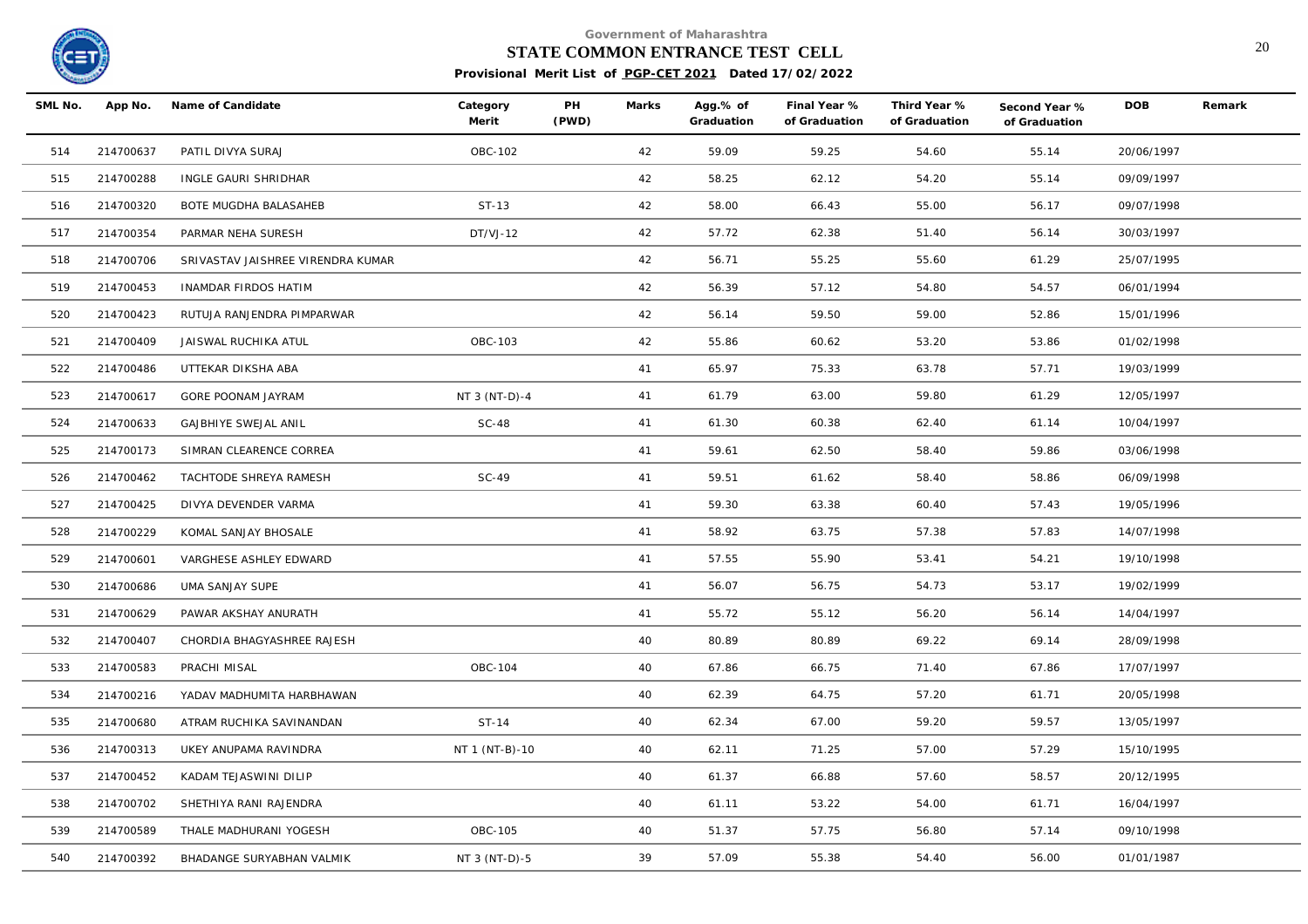Government of Maharashtra

**STATE COMMON ENTRANCE TEST CELL**

**Provisional Merit List of PGP-CET 2021 Dated 17/02/2022**

| SML No. | App No. | Name of Candidate | Category Merit | PH (PWD) | Marks | Agg.% of Graduation | Final Year % of Graduation | Third Year % of Graduation | Second Year % of Graduation | DOB | Remark |
|---|---|---|---|---|---|---|---|---|---|---|---|
| 514 | 214700637 | PATIL DIVYA SURAJ | OBC-102 | | 42 | 59.09 | 59.25 | 54.60 | 55.14 | 20/06/1997 | |
| 515 | 214700288 | INGLE GAURI SHRIDHAR | | | 42 | 58.25 | 62.12 | 54.20 | 55.14 | 09/09/1997 | |
| 516 | 214700320 | BOTE MUGDHA BALASAHEB | ST-13 | | 42 | 58.00 | 66.43 | 55.00 | 56.17 | 09/07/1998 | |
| 517 | 214700354 | PARMAR NEHA SURESH | DT/VJ-12 | | 42 | 57.72 | 62.38 | 51.40 | 56.14 | 30/03/1997 | |
| 518 | 214700706 | SRIVASTAV JAISHREE VIRENDRA KUMAR | | | 42 | 56.71 | 55.25 | 55.60 | 61.29 | 25/07/1995 | |
| 519 | 214700453 | INAMDAR FIRDOS HATIM | | | 42 | 56.39 | 57.12 | 54.80 | 54.57 | 06/01/1994 | |
| 520 | 214700423 | RUTUJA RANJENDRA PIMPARWAR | | | 42 | 56.14 | 59.50 | 59.00 | 52.86 | 15/01/1996 | |
| 521 | 214700409 | JAISWAL RUCHIKA ATUL | OBC-103 | | 42 | 55.86 | 60.62 | 53.20 | 53.86 | 01/02/1998 | |
| 522 | 214700486 | UTTEKAR DIKSHA ABA | | | 41 | 65.97 | 75.33 | 63.78 | 57.71 | 19/03/1999 | |
| 523 | 214700617 | GORE POONAM JAYRAM | NT 3 (NT-D)-4 | | 41 | 61.79 | 63.00 | 59.80 | 61.29 | 12/05/1997 | |
| 524 | 214700633 | GAJBHIYE SWEJAL ANIL | SC-48 | | 41 | 61.30 | 60.38 | 62.40 | 61.14 | 10/04/1997 | |
| 525 | 214700173 | SIMRAN CLEARENCE CORREA | | | 41 | 59.61 | 62.50 | 58.40 | 59.86 | 03/06/1998 | |
| 526 | 214700462 | TACHTODE SHREYA RAMESH | SC-49 | | 41 | 59.51 | 61.62 | 58.40 | 58.86 | 06/09/1998 | |
| 527 | 214700425 | DIVYA DEVENDER VARMA | | | 41 | 59.30 | 63.38 | 60.40 | 57.43 | 19/05/1996 | |
| 528 | 214700229 | KOMAL SANJAY BHOSALE | | | 41 | 58.92 | 63.75 | 57.38 | 57.83 | 14/07/1998 | |
| 529 | 214700601 | VARGHESE ASHLEY EDWARD | | | 41 | 57.55 | 55.90 | 53.41 | 54.21 | 19/10/1998 | |
| 530 | 214700686 | UMA SANJAY SUPE | | | 41 | 56.07 | 56.75 | 54.73 | 53.17 | 19/02/1999 | |
| 531 | 214700629 | PAWAR AKSHAY ANURATH | | | 41 | 55.72 | 55.12 | 56.20 | 56.14 | 14/04/1997 | |
| 532 | 214700407 | CHORDIA BHAGYASHREE RAJESH | | | 40 | 80.89 | 80.89 | 69.22 | 69.14 | 28/09/1998 | |
| 533 | 214700583 | PRACHI MISAL | OBC-104 | | 40 | 67.86 | 66.75 | 71.40 | 67.86 | 17/07/1997 | |
| 534 | 214700216 | YADAV MADHUMITA HARBHAWAN | | | 40 | 62.39 | 64.75 | 57.20 | 61.71 | 20/05/1998 | |
| 535 | 214700680 | ATRAM RUCHIKA SAVINANDAN | ST-14 | | 40 | 62.34 | 67.00 | 59.20 | 59.57 | 13/05/1997 | |
| 536 | 214700313 | UKEY ANUPAMA RAVINDRA | NT 1 (NT-B)-10 | | 40 | 62.11 | 71.25 | 57.00 | 57.29 | 15/10/1995 | |
| 537 | 214700452 | KADAM TEJASWINI DILIP | | | 40 | 61.37 | 66.88 | 57.60 | 58.57 | 20/12/1995 | |
| 538 | 214700702 | SHETHIYA RANI RAJENDRA | | | 40 | 61.11 | 53.22 | 54.00 | 61.71 | 16/04/1997 | |
| 539 | 214700589 | THALE MADHURANI YOGESH | OBC-105 | | 40 | 51.37 | 57.75 | 56.80 | 57.14 | 09/10/1998 | |
| 540 | 214700392 | BHADANGE SURYABHAN VALMIK | NT 3 (NT-D)-5 | | 39 | 57.09 | 55.38 | 54.40 | 56.00 | 01/01/1987 | |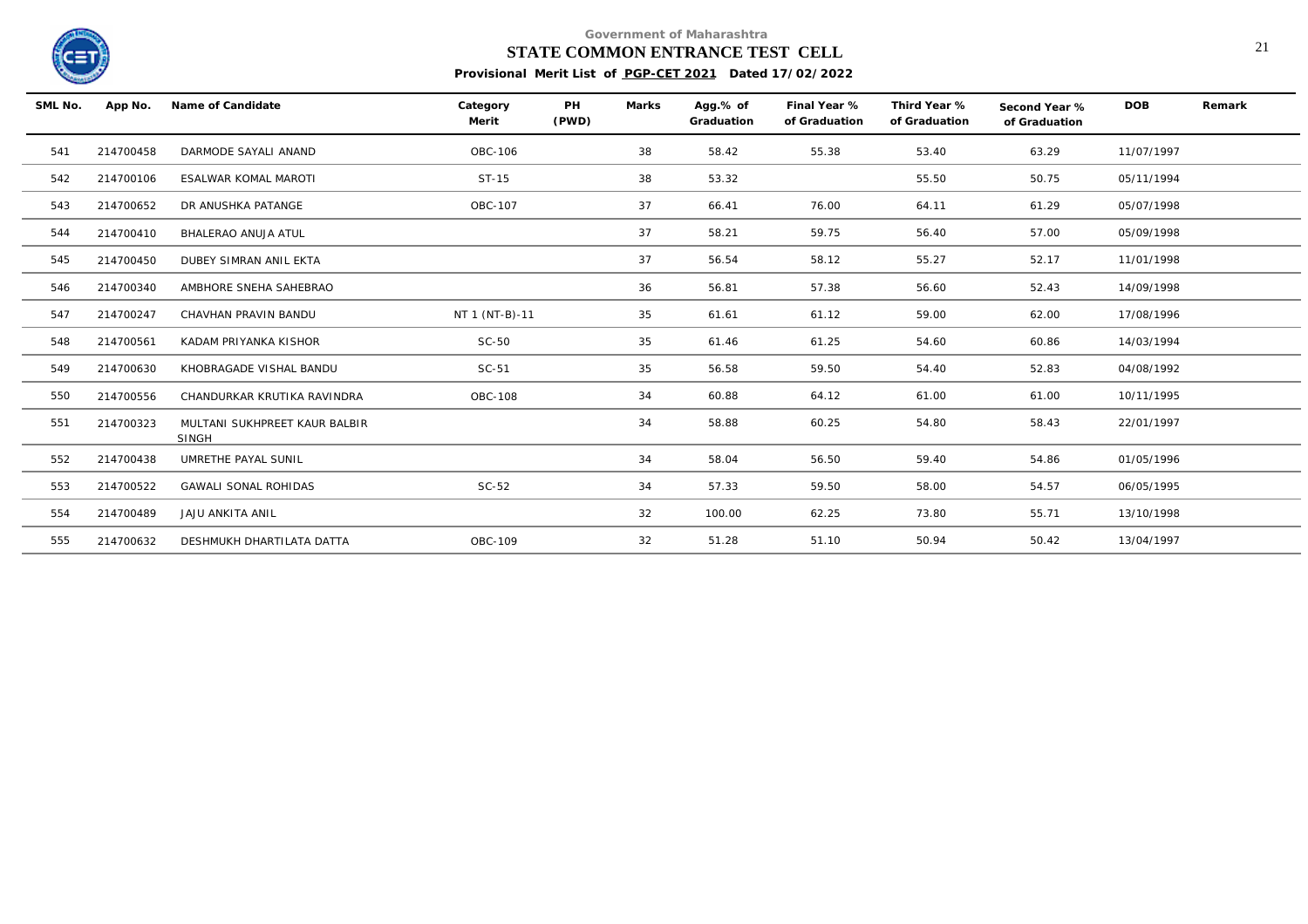Government of Maharashtra

**STATE COMMON ENTRANCE TEST CELL**

**Provisional Merit List of PGP-CET 2021 Dated 17/02/2022**

| SML No. | App No. | Name of Candidate | Category Merit | PH (PWD) | Marks | Agg.% of Graduation | Final Year % of Graduation | Third Year % of Graduation | Second Year % of Graduation | DOB | Remark |
|---|---|---|---|---|---|---|---|---|---|---|---|
| 541 | 214700458 | DARMODE SAYALI ANAND | OBC-106 | | 38 | 58.42 | 55.38 | 53.40 | 63.29 | 11/07/1997 | |
| 542 | 214700106 | ESALWAR KOMAL MAROTI | ST-15 | | 38 | 53.32 | | 55.50 | 50.75 | 05/11/1994 | |
| 543 | 214700652 | DR ANUSHKA PATANGE | OBC-107 | | 37 | 66.41 | 76.00 | 64.11 | 61.29 | 05/07/1998 | |
| 544 | 214700410 | BHALERAO ANUJA ATUL | | | 37 | 58.21 | 59.75 | 56.40 | 57.00 | 05/09/1998 | |
| 545 | 214700450 | DUBEY SIMRAN ANIL EKTA | | | 37 | 56.54 | 58.12 | 55.27 | 52.17 | 11/01/1998 | |
| 546 | 214700340 | AMBHORE SNEHA SAHEBRAO | | | 36 | 56.81 | 57.38 | 56.60 | 52.43 | 14/09/1998 | |
| 547 | 214700247 | CHAVHAN PRAVIN BANDU | NT 1 (NT-B)-11 | | 35 | 61.61 | 61.12 | 59.00 | 62.00 | 17/08/1996 | |
| 548 | 214700561 | KADAM PRIYANKA KISHOR | SC-50 | | 35 | 61.46 | 61.25 | 54.60 | 60.86 | 14/03/1994 | |
| 549 | 214700630 | KHOBRAGADE VISHAL BANDU | SC-51 | | 35 | 56.58 | 59.50 | 54.40 | 52.83 | 04/08/1992 | |
| 550 | 214700556 | CHANDURKAR KRUTIKA RAVINDRA | OBC-108 | | 34 | 60.88 | 64.12 | 61.00 | 61.00 | 10/11/1995 | |
| 551 | 214700323 | MULTANI SUKHPREET KAUR BALBIR SINGH | | | 34 | 58.88 | 60.25 | 54.80 | 58.43 | 22/01/1997 | |
| 552 | 214700438 | UMRETHE PAYAL SUNIL | | | 34 | 58.04 | 56.50 | 59.40 | 54.86 | 01/05/1996 | |
| 553 | 214700522 | GAWALI SONAL ROHIDAS | SC-52 | | 34 | 57.33 | 59.50 | 58.00 | 54.57 | 06/05/1995 | |
| 554 | 214700489 | JAJU ANKITA ANIL | | | 32 | 100.00 | 62.25 | 73.80 | 55.71 | 13/10/1998 | |
| 555 | 214700632 | DESHMUKH DHARTILATA DATTA | OBC-109 | | 32 | 51.28 | 51.10 | 50.94 | 50.42 | 13/04/1997 | |